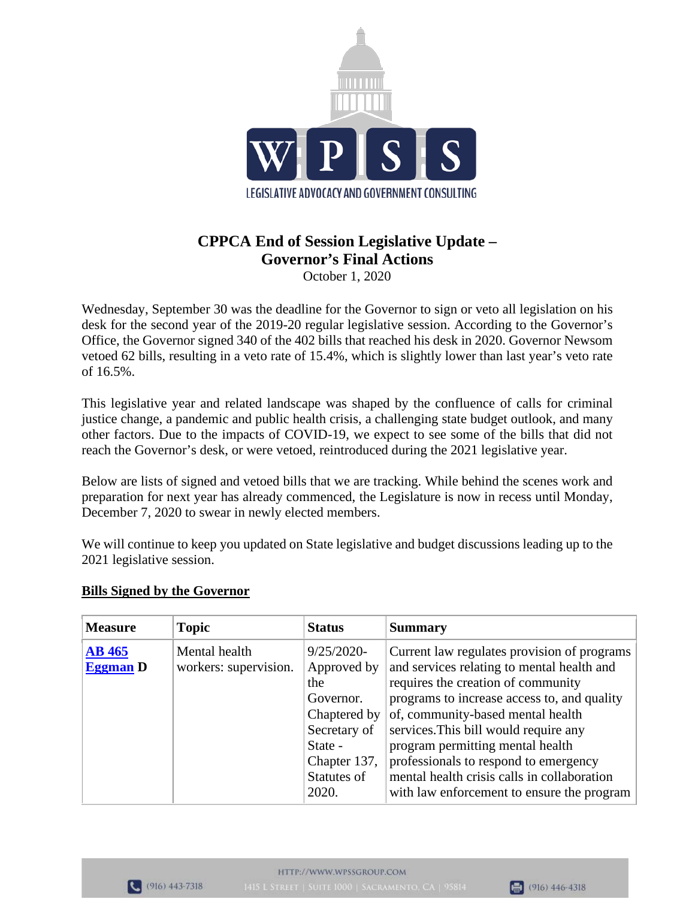WPSS

LEGISLATIVE ADVOCACY AND GOVERNMENT CONSULTING

# CPPCA End of Session Legislative Update – Governor's Final Actions

October 1, 2020

Wednesday, September 30 was the deadline for the Governor to sign or veto all legislation on his desk for the second year of the 2019-20 regular legislative session. According to the Governor's Office, the Governor signed 340 of the 402 bills that reached his desk in 2020. Governor Newsom vetoed 62 bills, resulting in a veto rate of 15.4%, which is slightly lower than last year's veto rate of 16.5%.

This legislative year and related landscape was shaped by the confluence of calls for criminal justice change, a pandemic and public health crisis, a challenging state budget outlook, and many other factors. Due to the impacts of COVID-19, we expect to see some of the bills that did not reach the Governor's desk, or were vetoed, reintroduced during the 2021 legislative year.

Below are lists of signed and vetoed bills that we are tracking. While behind the scenes work and preparation for next year has already commenced, the Legislature is now in recess until Monday, December 7, 2020 to swear in newly elected members.

We will continue to keep you updated on State legislative and budget discussions leading up to the 2021 legislative session.

## Bills Signed by the Governor

| Measure | Topic | Status | Summary |
|---|---|---|---|
| **AB 465 Eggman D** | Mental health workers: supervision. | 9/25/2020-Approved by the Governor. Chaptered by Secretary of State - Chapter 137, Statutes of 2020. | Current law regulates provision of programs and services relating to mental health and requires the creation of community programs to increase access to, and quality of, community-based mental health services.This bill would require any program permitting mental health professionals to respond to emergency mental health crisis calls in collaboration with law enforcement to ensure the program |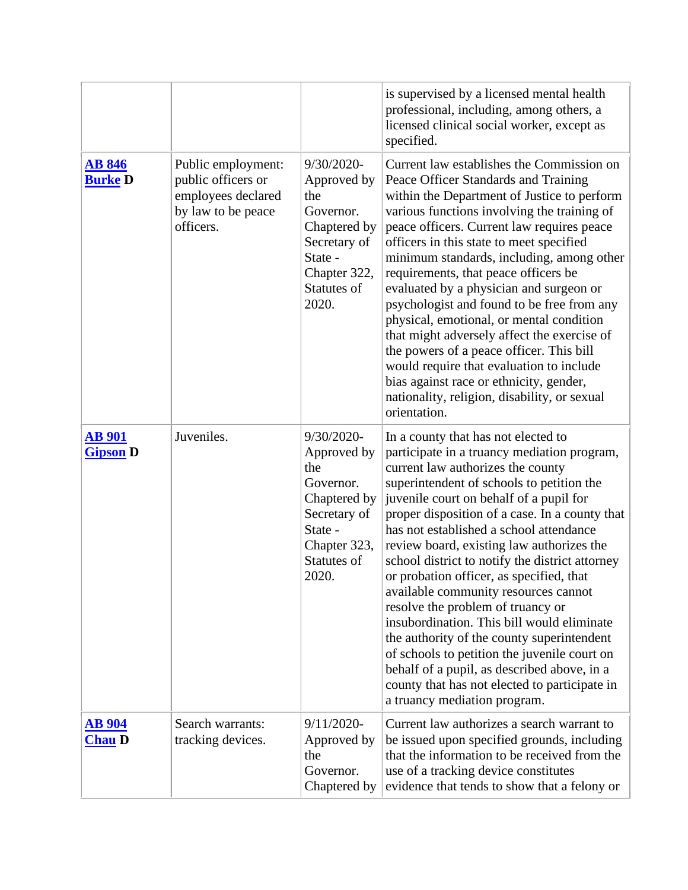|  |  |  |  |
|---|---|---|---|
|  |  |  | is supervised by a licensed mental health professional, including, among others, a licensed clinical social worker, except as specified. |
| **AB 846** **Burke D** | Public employment: public officers or employees declared by law to be peace officers. | 9/30/2020- Approved by the Governor. Chaptered by Secretary of State - Chapter 322, Statutes of 2020. | Current law establishes the Commission on Peace Officer Standards and Training within the Department of Justice to perform various functions involving the training of peace officers. Current law requires peace officers in this state to meet specified minimum standards, including, among other requirements, that peace officers be evaluated by a physician and surgeon or psychologist and found to be free from any physical, emotional, or mental condition that might adversely affect the exercise of the powers of a peace officer. This bill would require that evaluation to include bias against race or ethnicity, gender, nationality, religion, disability, or sexual orientation. |
| **AB 901** **Gipson D** | Juveniles. | 9/30/2020- Approved by the Governor. Chaptered by Secretary of State - Chapter 323, Statutes of 2020. | In a county that has not elected to participate in a truancy mediation program, current law authorizes the county superintendent of schools to petition the juvenile court on behalf of a pupil for proper disposition of a case. In a county that has not established a school attendance review board, existing law authorizes the school district to notify the district attorney or probation officer, as specified, that available community resources cannot resolve the problem of truancy or insubordination. This bill would eliminate the authority of the county superintendent of schools to petition the juvenile court on behalf of a pupil, as described above, in a county that has not elected to participate in a truancy mediation program. |
| **AB 904** **Chau D** | Search warrants: tracking devices. | 9/11/2020- Approved by the Governor. Chaptered by | Current law authorizes a search warrant to be issued upon specified grounds, including that the information to be received from the use of a tracking device constitutes evidence that tends to show that a felony or |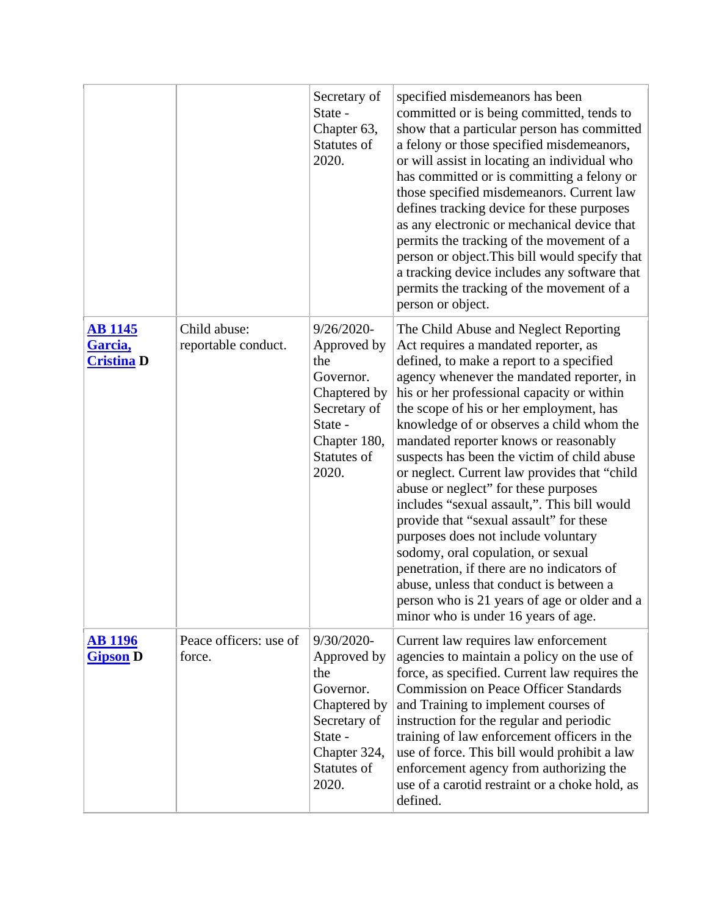| | | | |
|---|---|---|---|
| | | Secretary of State - Chapter 63, Statutes of 2020. | specified misdemeanors has been committed or is being committed, tends to show that a particular person has committed a felony or those specified misdemeanors, or will assist in locating an individual who has committed or is committing a felony or those specified misdemeanors. Current law defines tracking device for these purposes as any electronic or mechanical device that permits the tracking of the movement of a person or object.This bill would specify that a tracking device includes any software that permits the tracking of the movement of a person or object. |
| **AB 1145 Garcia, Cristina D** | Child abuse: reportable conduct. | 9/26/2020- Approved by the Governor. Chaptered by Secretary of State - Chapter 180, Statutes of 2020. | The Child Abuse and Neglect Reporting Act requires a mandated reporter, as defined, to make a report to a specified agency whenever the mandated reporter, in his or her professional capacity or within the scope of his or her employment, has knowledge of or observes a child whom the mandated reporter knows or reasonably suspects has been the victim of child abuse or neglect. Current law provides that "child abuse or neglect" for these purposes includes "sexual assault,". This bill would provide that "sexual assault" for these purposes does not include voluntary sodomy, oral copulation, or sexual penetration, if there are no indicators of abuse, unless that conduct is between a person who is 21 years of age or older and a minor who is under 16 years of age. |
| **AB 1196 Gipson D** | Peace officers: use of force. | 9/30/2020- Approved by the Governor. Chaptered by Secretary of State - Chapter 324, Statutes of 2020. | Current law requires law enforcement agencies to maintain a policy on the use of force, as specified. Current law requires the Commission on Peace Officer Standards and Training to implement courses of instruction for the regular and periodic training of law enforcement officers in the use of force. This bill would prohibit a law enforcement agency from authorizing the use of a carotid restraint or a choke hold, as defined. |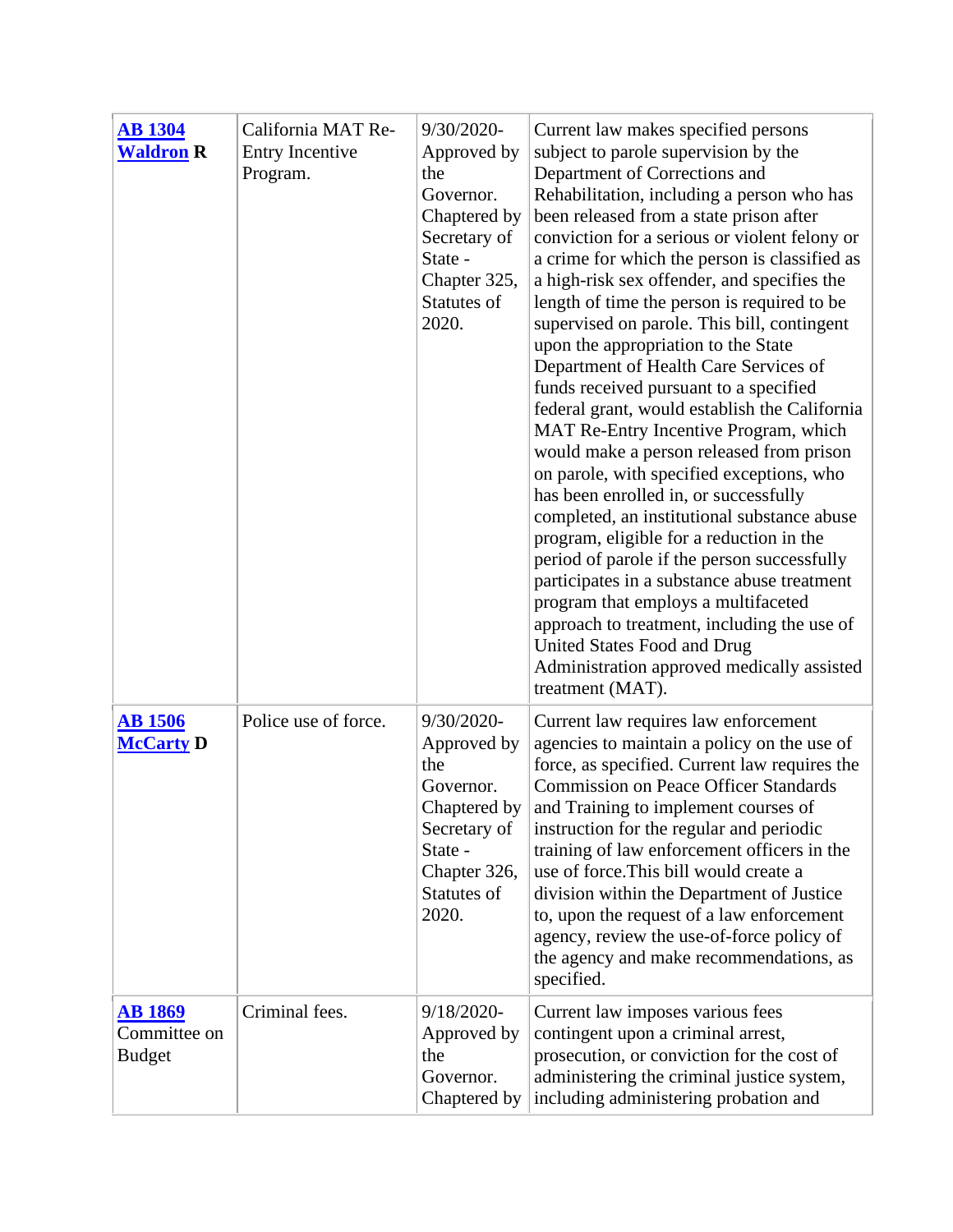| | | | |
|---|---|---|---|
| **AB 1304** **Waldron R** | California MAT Re-Entry Incentive Program. | 9/30/2020-Approved by the Governor. Chaptered by Secretary of State - Chapter 325, Statutes of 2020. | Current law makes specified persons subject to parole supervision by the Department of Corrections and Rehabilitation, including a person who has been released from a state prison after conviction for a serious or violent felony or a crime for which the person is classified as a high-risk sex offender, and specifies the length of time the person is required to be supervised on parole. This bill, contingent upon the appropriation to the State Department of Health Care Services of funds received pursuant to a specified federal grant, would establish the California MAT Re-Entry Incentive Program, which would make a person released from prison on parole, with specified exceptions, who has been enrolled in, or successfully completed, an institutional substance abuse program, eligible for a reduction in the period of parole if the person successfully participates in a substance abuse treatment program that employs a multifaceted approach to treatment, including the use of United States Food and Drug Administration approved medically assisted treatment (MAT). |
| **AB 1506** **McCarty D** | Police use of force. | 9/30/2020-Approved by the Governor. Chaptered by Secretary of State - Chapter 326, Statutes of 2020. | Current law requires law enforcement agencies to maintain a policy on the use of force, as specified. Current law requires the Commission on Peace Officer Standards and Training to implement courses of instruction for the regular and periodic training of law enforcement officers in the use of force.This bill would create a division within the Department of Justice to, upon the request of a law enforcement agency, review the use-of-force policy of the agency and make recommendations, as specified. |
| **AB 1869** Committee on Budget | Criminal fees. | 9/18/2020-Approved by the Governor. Chaptered by | Current law imposes various fees contingent upon a criminal arrest, prosecution, or conviction for the cost of administering the criminal justice system, including administering probation and |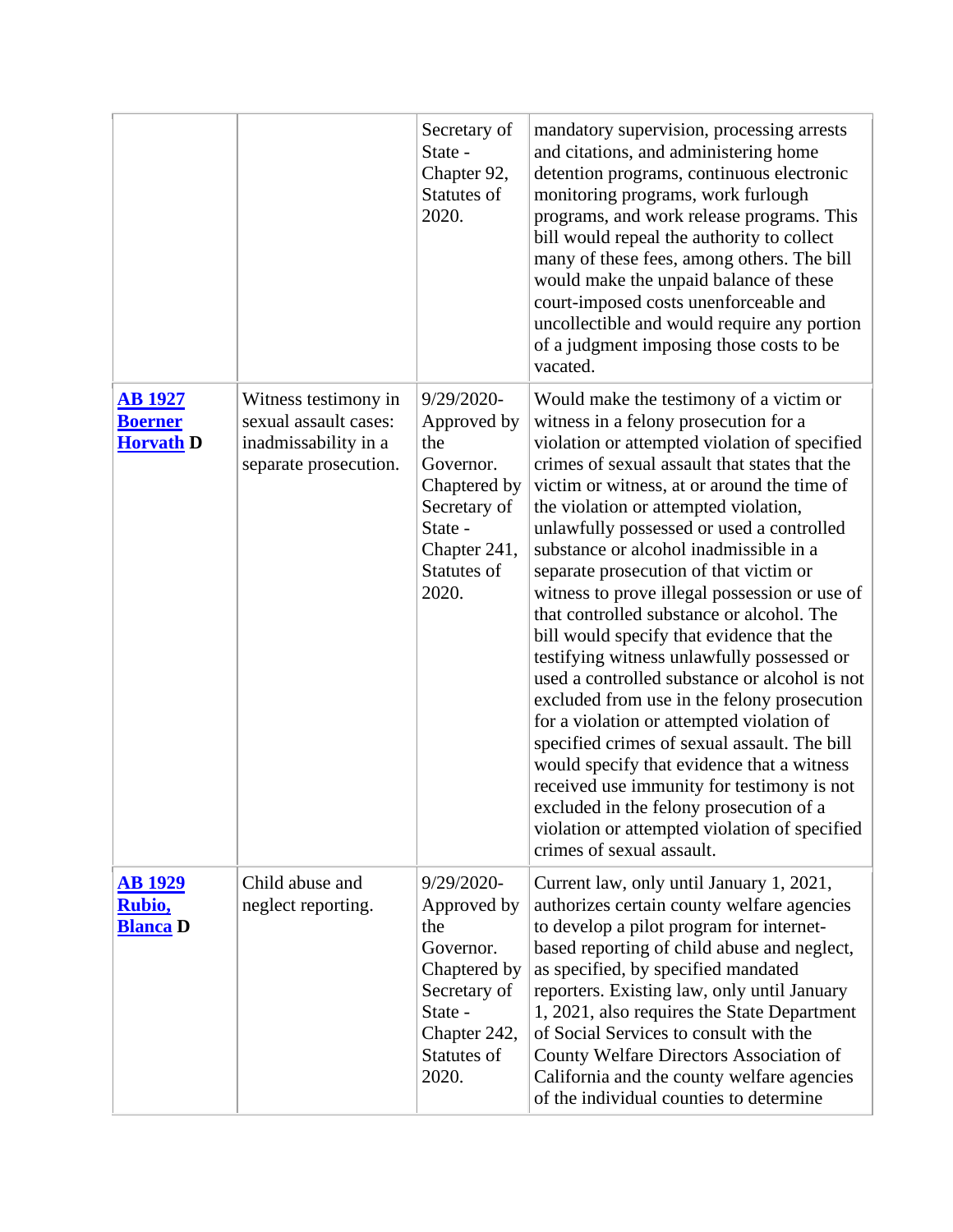|  |  |  |  |
|---|---|---|---|
|  |  | Secretary of State - Chapter 92, Statutes of 2020. | mandatory supervision, processing arrests and citations, and administering home detention programs, continuous electronic monitoring programs, work furlough programs, and work release programs. This bill would repeal the authority to collect many of these fees, among others. The bill would make the unpaid balance of these court-imposed costs unenforceable and uncollectible and would require any portion of a judgment imposing those costs to be vacated. |
| **AB 1927** **Boerner Horvath D** | Witness testimony in sexual assault cases: inadmissability in a separate prosecution. | 9/29/2020-Approved by the Governor. Chaptered by Secretary of State - Chapter 241, Statutes of 2020. | Would make the testimony of a victim or witness in a felony prosecution for a violation or attempted violation of specified crimes of sexual assault that states that the victim or witness, at or around the time of the violation or attempted violation, unlawfully possessed or used a controlled substance or alcohol inadmissible in a separate prosecution of that victim or witness to prove illegal possession or use of that controlled substance or alcohol. The bill would specify that evidence that the testifying witness unlawfully possessed or used a controlled substance or alcohol is not excluded from use in the felony prosecution for a violation or attempted violation of specified crimes of sexual assault. The bill would specify that evidence that a witness received use immunity for testimony is not excluded in the felony prosecution of a violation or attempted violation of specified crimes of sexual assault. |
| **AB 1929** **Rubio, Blanca D** | Child abuse and neglect reporting. | 9/29/2020-Approved by the Governor. Chaptered by Secretary of State - Chapter 242, Statutes of 2020. | Current law, only until January 1, 2021, authorizes certain county welfare agencies to develop a pilot program for internet-based reporting of child abuse and neglect, as specified, by specified mandated reporters. Existing law, only until January 1, 2021, also requires the State Department of Social Services to consult with the County Welfare Directors Association of California and the county welfare agencies of the individual counties to determine |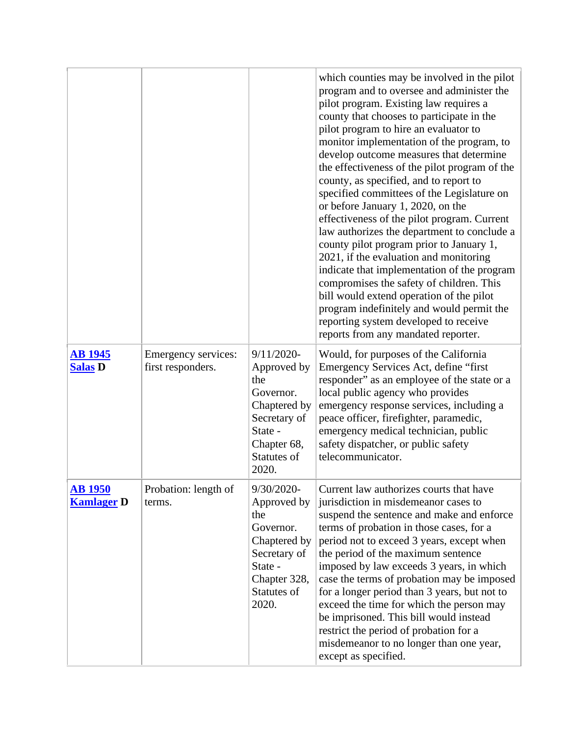| | | | |
|---|---|---|---|
| | | | which counties may be involved in the pilot program and to oversee and administer the pilot program. Existing law requires a county that chooses to participate in the pilot program to hire an evaluator to monitor implementation of the program, to develop outcome measures that determine the effectiveness of the pilot program of the county, as specified, and to report to specified committees of the Legislature on or before January 1, 2020, on the effectiveness of the pilot program. Current law authorizes the department to conclude a county pilot program prior to January 1, 2021, if the evaluation and monitoring indicate that implementation of the program compromises the safety of children. This bill would extend operation of the pilot program indefinitely and would permit the reporting system developed to receive reports from any mandated reporter. |
| **AB 1945** **Salas D** | Emergency services: first responders. | 9/11/2020- Approved by the Governor. Chaptered by Secretary of State - Chapter 68, Statutes of 2020. | Would, for purposes of the California Emergency Services Act, define "first responder" as an employee of the state or a local public agency who provides emergency response services, including a peace officer, firefighter, paramedic, emergency medical technician, public safety dispatcher, or public safety telecommunicator. |
| **AB 1950** **Kamlager D** | Probation: length of terms. | 9/30/2020- Approved by the Governor. Chaptered by Secretary of State - Chapter 328, Statutes of 2020. | Current law authorizes courts that have jurisdiction in misdemeanor cases to suspend the sentence and make and enforce terms of probation in those cases, for a period not to exceed 3 years, except when the period of the maximum sentence imposed by law exceeds 3 years, in which case the terms of probation may be imposed for a longer period than 3 years, but not to exceed the time for which the person may be imprisoned. This bill would instead restrict the period of probation for a misdemeanor to no longer than one year, except as specified. |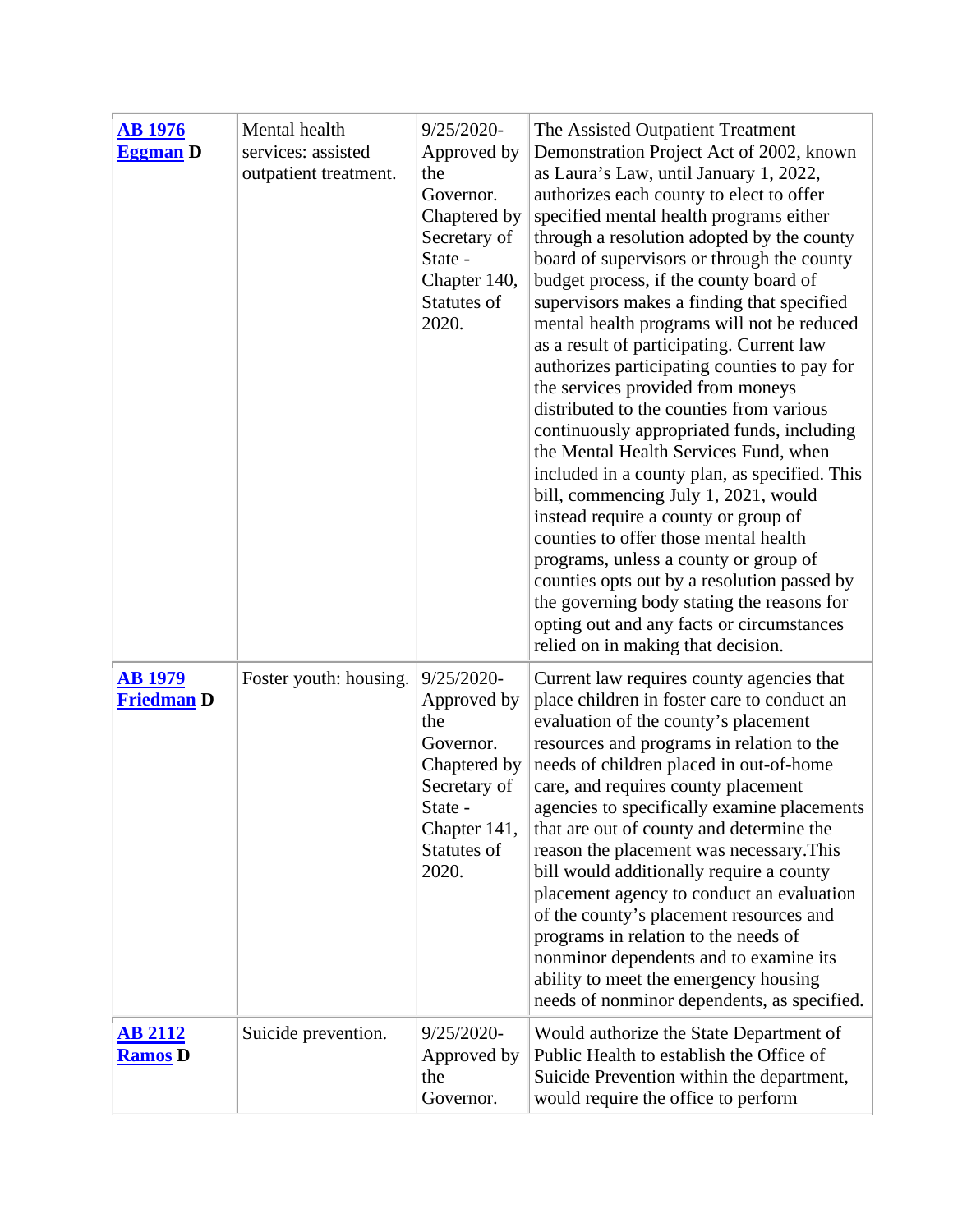| | | | |
|---|---|---|---|
| **AB 1976 Eggman D** | Mental health services: assisted outpatient treatment. | 9/25/2020-Approved by the Governor. Chaptered by Secretary of State - Chapter 140, Statutes of 2020. | The Assisted Outpatient Treatment Demonstration Project Act of 2002, known as Laura's Law, until January 1, 2022, authorizes each county to elect to offer specified mental health programs either through a resolution adopted by the county board of supervisors or through the county budget process, if the county board of supervisors makes a finding that specified mental health programs will not be reduced as a result of participating. Current law authorizes participating counties to pay for the services provided from moneys distributed to the counties from various continuously appropriated funds, including the Mental Health Services Fund, when included in a county plan, as specified. This bill, commencing July 1, 2021, would instead require a county or group of counties to offer those mental health programs, unless a county or group of counties opts out by a resolution passed by the governing body stating the reasons for opting out and any facts or circumstances relied on in making that decision. |
| **AB 1979 Friedman D** | Foster youth: housing. | 9/25/2020-Approved by the Governor. Chaptered by Secretary of State - Chapter 141, Statutes of 2020. | Current law requires county agencies that place children in foster care to conduct an evaluation of the county's placement resources and programs in relation to the needs of children placed in out-of-home care, and requires county placement agencies to specifically examine placements that are out of county and determine the reason the placement was necessary.This bill would additionally require a county placement agency to conduct an evaluation of the county's placement resources and programs in relation to the needs of nonminor dependents and to examine its ability to meet the emergency housing needs of nonminor dependents, as specified. |
| **AB 2112 Ramos D** | Suicide prevention. | 9/25/2020-Approved by the Governor. | Would authorize the State Department of Public Health to establish the Office of Suicide Prevention within the department, would require the office to perform |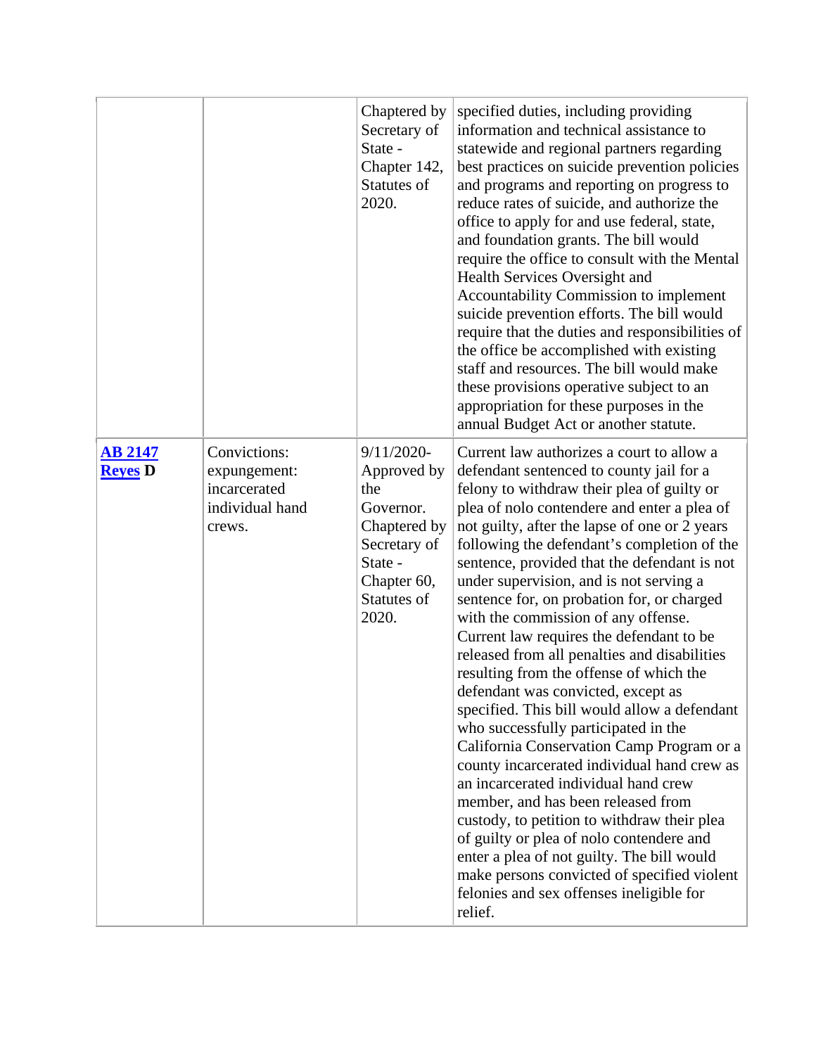| | | | |
|---|---|---|---|
| | | Chaptered by Secretary of State - Chapter 142, Statutes of 2020. | specified duties, including providing information and technical assistance to statewide and regional partners regarding best practices on suicide prevention policies and programs and reporting on progress to reduce rates of suicide, and authorize the office to apply for and use federal, state, and foundation grants. The bill would require the office to consult with the Mental Health Services Oversight and Accountability Commission to implement suicide prevention efforts. The bill would require that the duties and responsibilities of the office be accomplished with existing staff and resources. The bill would make these provisions operative subject to an appropriation for these purposes in the annual Budget Act or another statute. |
| **AB 2147** **Reyes D** | Convictions: expungement: incarcerated individual hand crews. | 9/11/2020- Approved by the Governor. Chaptered by Secretary of State - Chapter 60, Statutes of 2020. | Current law authorizes a court to allow a defendant sentenced to county jail for a felony to withdraw their plea of guilty or plea of nolo contendere and enter a plea of not guilty, after the lapse of one or 2 years following the defendant's completion of the sentence, provided that the defendant is not under supervision, and is not serving a sentence for, on probation for, or charged with the commission of any offense. Current law requires the defendant to be released from all penalties and disabilities resulting from the offense of which the defendant was convicted, except as specified. This bill would allow a defendant who successfully participated in the California Conservation Camp Program or a county incarcerated individual hand crew as an incarcerated individual hand crew member, and has been released from custody, to petition to withdraw their plea of guilty or plea of nolo contendere and enter a plea of not guilty. The bill would make persons convicted of specified violent felonies and sex offenses ineligible for relief. |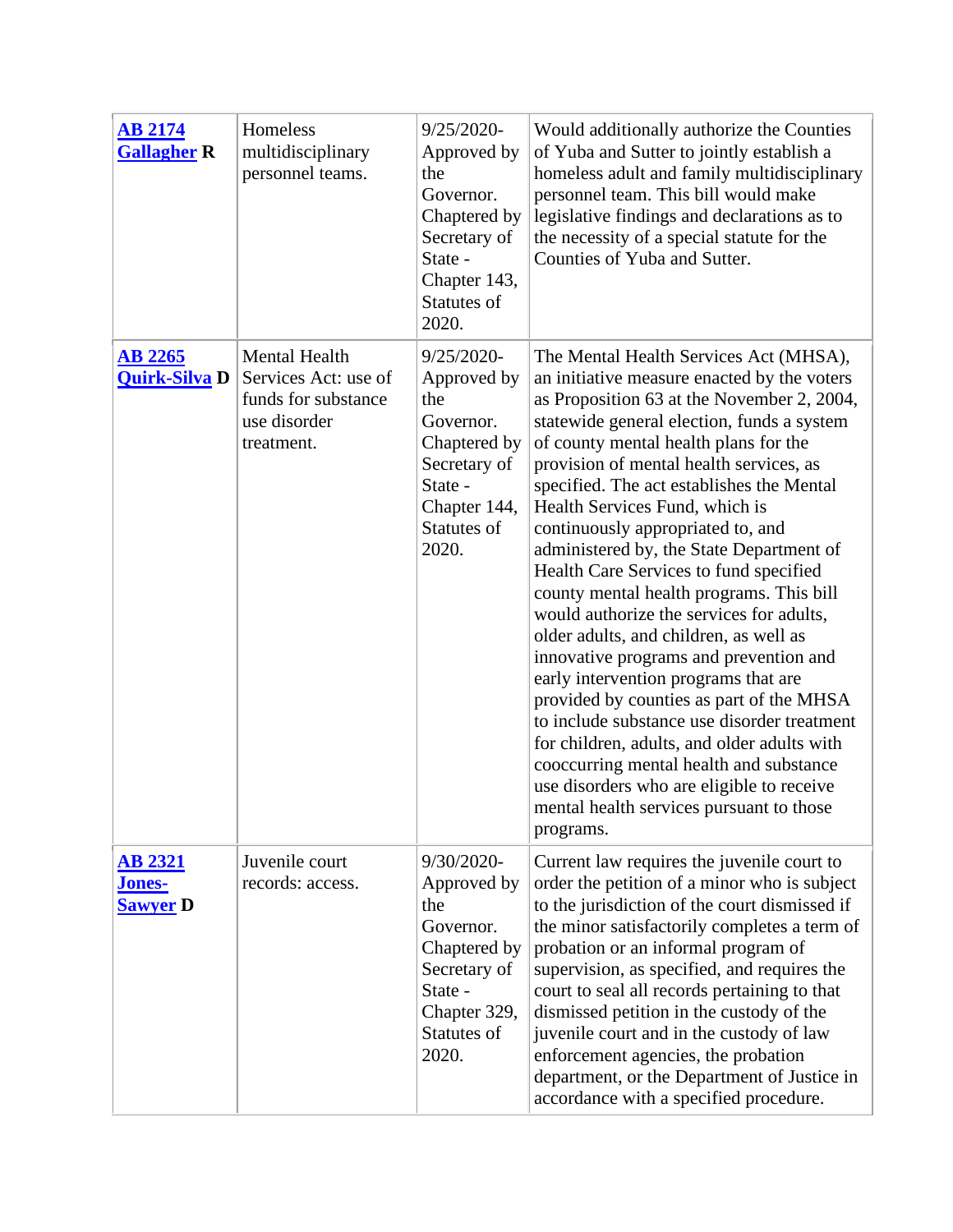| | | | |
|---|---|---|---|
| **AB 2174** **Gallagher R** | Homeless multidisciplinary personnel teams. | 9/25/2020-Approved by the Governor. Chaptered by Secretary of State - Chapter 143, Statutes of 2020. | Would additionally authorize the Counties of Yuba and Sutter to jointly establish a homeless adult and family multidisciplinary personnel team. This bill would make legislative findings and declarations as to the necessity of a special statute for the Counties of Yuba and Sutter. |
| **AB 2265** **Quirk-Silva D** | Mental Health Services Act: use of funds for substance use disorder treatment. | 9/25/2020-Approved by the Governor. Chaptered by Secretary of State - Chapter 144, Statutes of 2020. | The Mental Health Services Act (MHSA), an initiative measure enacted by the voters as Proposition 63 at the November 2, 2004, statewide general election, funds a system of county mental health plans for the provision of mental health services, as specified. The act establishes the Mental Health Services Fund, which is continuously appropriated to, and administered by, the State Department of Health Care Services to fund specified county mental health programs. This bill would authorize the services for adults, older adults, and children, as well as innovative programs and prevention and early intervention programs that are provided by counties as part of the MHSA to include substance use disorder treatment for children, adults, and older adults with cooccurring mental health and substance use disorders who are eligible to receive mental health services pursuant to those programs. |
| **AB 2321** **Jones-Sawyer D** | Juvenile court records: access. | 9/30/2020-Approved by the Governor. Chaptered by Secretary of State - Chapter 329, Statutes of 2020. | Current law requires the juvenile court to order the petition of a minor who is subject to the jurisdiction of the court dismissed if the minor satisfactorily completes a term of probation or an informal program of supervision, as specified, and requires the court to seal all records pertaining to that dismissed petition in the custody of the juvenile court and in the custody of law enforcement agencies, the probation department, or the Department of Justice in accordance with a specified procedure. |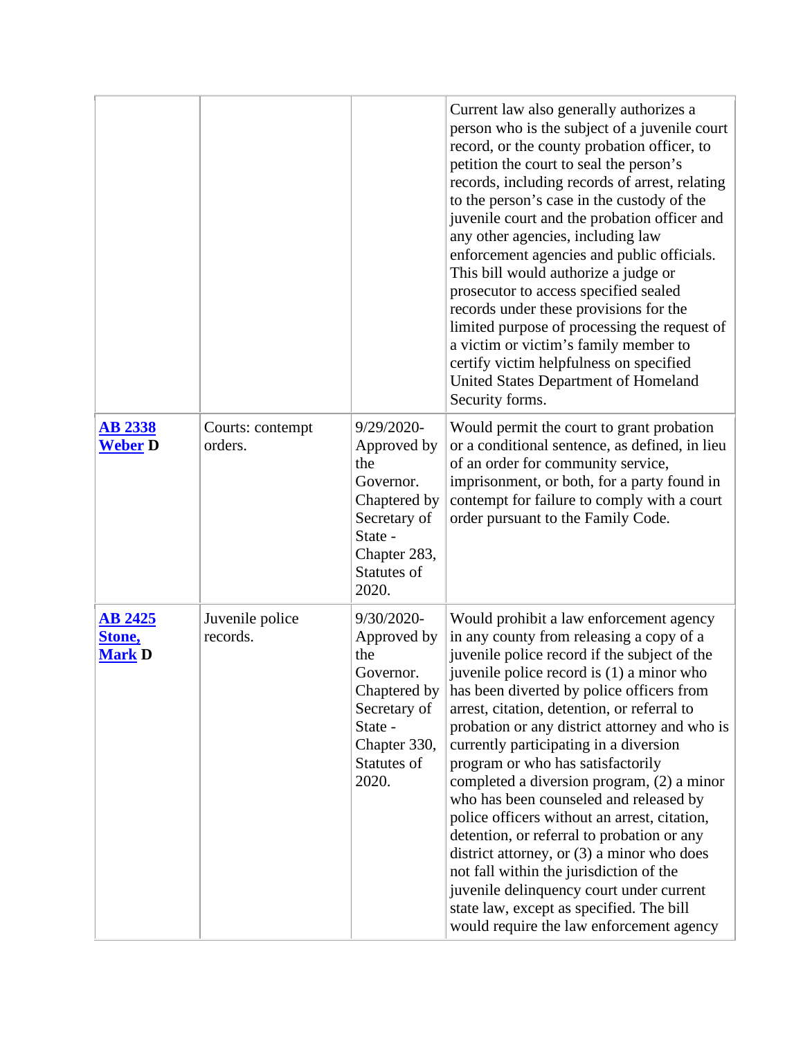| | | | |
|---|---|---|---|
| | | | Current law also generally authorizes a person who is the subject of a juvenile court record, or the county probation officer, to petition the court to seal the person's records, including records of arrest, relating to the person's case in the custody of the juvenile court and the probation officer and any other agencies, including law enforcement agencies and public officials. This bill would authorize a judge or prosecutor to access specified sealed records under these provisions for the limited purpose of processing the request of a victim or victim's family member to certify victim helpfulness on specified United States Department of Homeland Security forms. |
| **AB 2338 Weber D** | Courts: contempt orders. | 9/29/2020-Approved by the Governor. Chaptered by Secretary of State - Chapter 283, Statutes of 2020. | Would permit the court to grant probation or a conditional sentence, as defined, in lieu of an order for community service, imprisonment, or both, for a party found in contempt for failure to comply with a court order pursuant to the Family Code. |
| **AB 2425 Stone, Mark D** | Juvenile police records. | 9/30/2020-Approved by the Governor. Chaptered by Secretary of State - Chapter 330, Statutes of 2020. | Would prohibit a law enforcement agency in any county from releasing a copy of a juvenile police record if the subject of the juvenile police record is (1) a minor who has been diverted by police officers from arrest, citation, detention, or referral to probation or any district attorney and who is currently participating in a diversion program or who has satisfactorily completed a diversion program, (2) a minor who has been counseled and released by police officers without an arrest, citation, detention, or referral to probation or any district attorney, or (3) a minor who does not fall within the jurisdiction of the juvenile delinquency court under current state law, except as specified. The bill would require the law enforcement agency |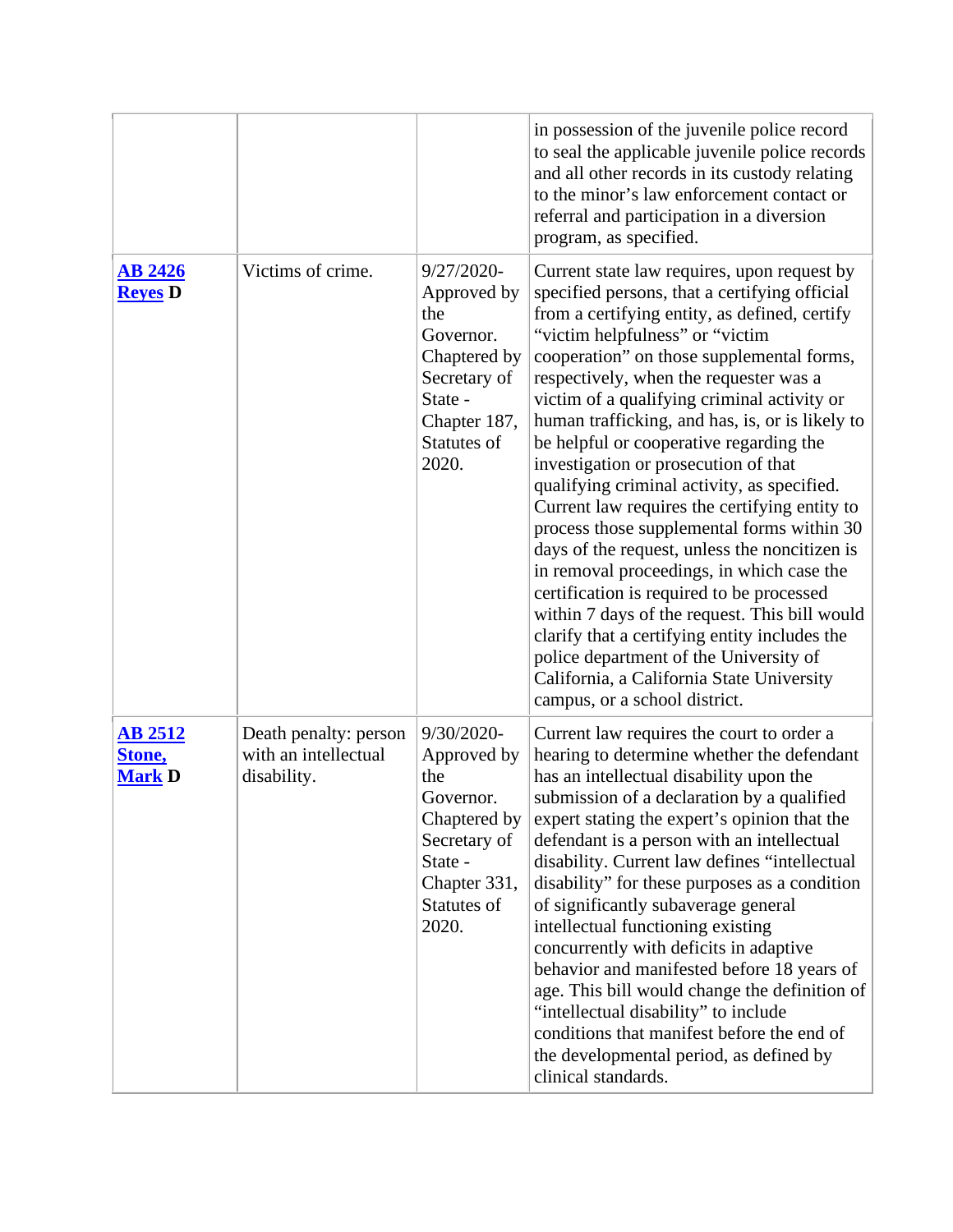| | | | |
|---|---|---|---|
| | | | in possession of the juvenile police record to seal the applicable juvenile police records and all other records in its custody relating to the minor's law enforcement contact or referral and participation in a diversion program, as specified. |
| **AB 2426** **Reyes D** | Victims of crime. | 9/27/2020- Approved by the Governor. Chaptered by Secretary of State - Chapter 187, Statutes of 2020. | Current state law requires, upon request by specified persons, that a certifying official from a certifying entity, as defined, certify "victim helpfulness" or "victim cooperation" on those supplemental forms, respectively, when the requester was a victim of a qualifying criminal activity or human trafficking, and has, is, or is likely to be helpful or cooperative regarding the investigation or prosecution of that qualifying criminal activity, as specified. Current law requires the certifying entity to process those supplemental forms within 30 days of the request, unless the noncitizen is in removal proceedings, in which case the certification is required to be processed within 7 days of the request. This bill would clarify that a certifying entity includes the police department of the University of California, a California State University campus, or a school district. |
| **AB 2512** **Stone, Mark D** | Death penalty: person with an intellectual disability. | 9/30/2020- Approved by the Governor. Chaptered by Secretary of State - Chapter 331, Statutes of 2020. | Current law requires the court to order a hearing to determine whether the defendant has an intellectual disability upon the submission of a declaration by a qualified expert stating the expert's opinion that the defendant is a person with an intellectual disability. Current law defines "intellectual disability" for these purposes as a condition of significantly subaverage general intellectual functioning existing concurrently with deficits in adaptive behavior and manifested before 18 years of age. This bill would change the definition of "intellectual disability" to include conditions that manifest before the end of the developmental period, as defined by clinical standards. |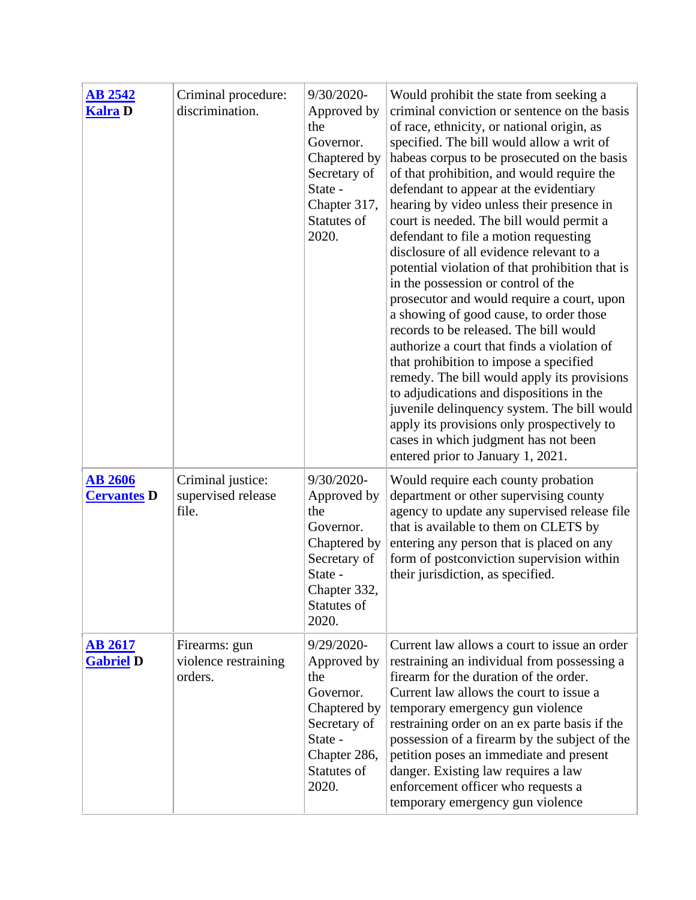| | | | |
|---|---|---|---|
| **AB 2542 Kalra D** | Criminal procedure: discrimination. | 9/30/2020- Approved by the Governor. Chaptered by Secretary of State - Chapter 317, Statutes of 2020. | Would prohibit the state from seeking a criminal conviction or sentence on the basis of race, ethnicity, or national origin, as specified. The bill would allow a writ of habeas corpus to be prosecuted on the basis of that prohibition, and would require the defendant to appear at the evidentiary hearing by video unless their presence in court is needed. The bill would permit a defendant to file a motion requesting disclosure of all evidence relevant to a potential violation of that prohibition that is in the possession or control of the prosecutor and would require a court, upon a showing of good cause, to order those records to be released. The bill would authorize a court that finds a violation of that prohibition to impose a specified remedy. The bill would apply its provisions to adjudications and dispositions in the juvenile delinquency system. The bill would apply its provisions only prospectively to cases in which judgment has not been entered prior to January 1, 2021. |
| **AB 2606 Cervantes D** | Criminal justice: supervised release file. | 9/30/2020- Approved by the Governor. Chaptered by Secretary of State - Chapter 332, Statutes of 2020. | Would require each county probation department or other supervising county agency to update any supervised release file that is available to them on CLETS by entering any person that is placed on any form of postconviction supervision within their jurisdiction, as specified. |
| **AB 2617 Gabriel D** | Firearms: gun violence restraining orders. | 9/29/2020- Approved by the Governor. Chaptered by Secretary of State - Chapter 286, Statutes of 2020. | Current law allows a court to issue an order restraining an individual from possessing a firearm for the duration of the order. Current law allows the court to issue a temporary emergency gun violence restraining order on an ex parte basis if the possession of a firearm by the subject of the petition poses an immediate and present danger. Existing law requires a law enforcement officer who requests a temporary emergency gun violence |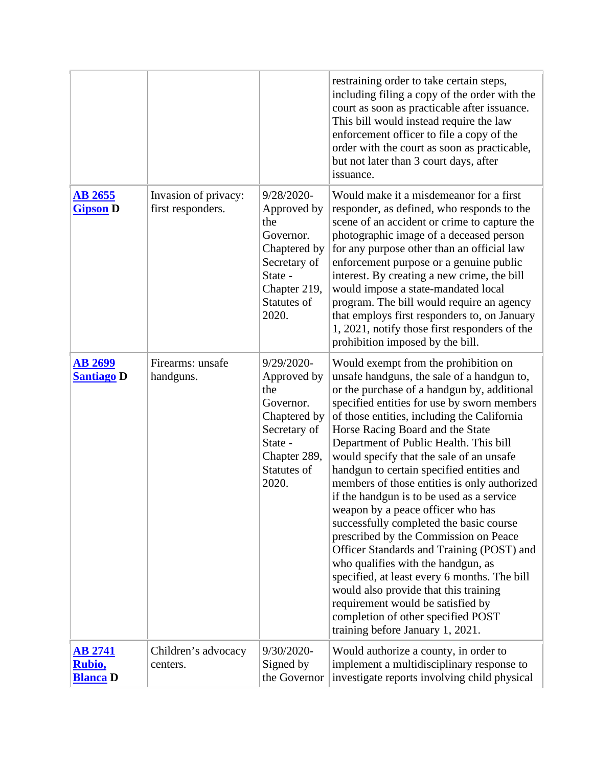| | | | |
|---|---|---|---|
| | | | restraining order to take certain steps, including filing a copy of the order with the court as soon as practicable after issuance. This bill would instead require the law enforcement officer to file a copy of the order with the court as soon as practicable, but not later than 3 court days, after issuance. |
| **AB 2655 Gipson D** | Invasion of privacy: first responders. | 9/28/2020-Approved by the Governor. Chaptered by Secretary of State - Chapter 219, Statutes of 2020. | Would make it a misdemeanor for a first responder, as defined, who responds to the scene of an accident or crime to capture the photographic image of a deceased person for any purpose other than an official law enforcement purpose or a genuine public interest. By creating a new crime, the bill would impose a state-mandated local program. The bill would require an agency that employs first responders to, on January 1, 2021, notify those first responders of the prohibition imposed by the bill. |
| **AB 2699 Santiago D** | Firearms: unsafe handguns. | 9/29/2020-Approved by the Governor. Chaptered by Secretary of State - Chapter 289, Statutes of 2020. | Would exempt from the prohibition on unsafe handguns, the sale of a handgun to, or the purchase of a handgun by, additional specified entities for use by sworn members of those entities, including the California Horse Racing Board and the State Department of Public Health. This bill would specify that the sale of an unsafe handgun to certain specified entities and members of those entities is only authorized if the handgun is to be used as a service weapon by a peace officer who has successfully completed the basic course prescribed by the Commission on Peace Officer Standards and Training (POST) and who qualifies with the handgun, as specified, at least every 6 months. The bill would also provide that this training requirement would be satisfied by completion of other specified POST training before January 1, 2021. |
| **AB 2741 Rubio, Blanca D** | Children's advocacy centers. | 9/30/2020-Signed by the Governor | Would authorize a county, in order to implement a multidisciplinary response to investigate reports involving child physical |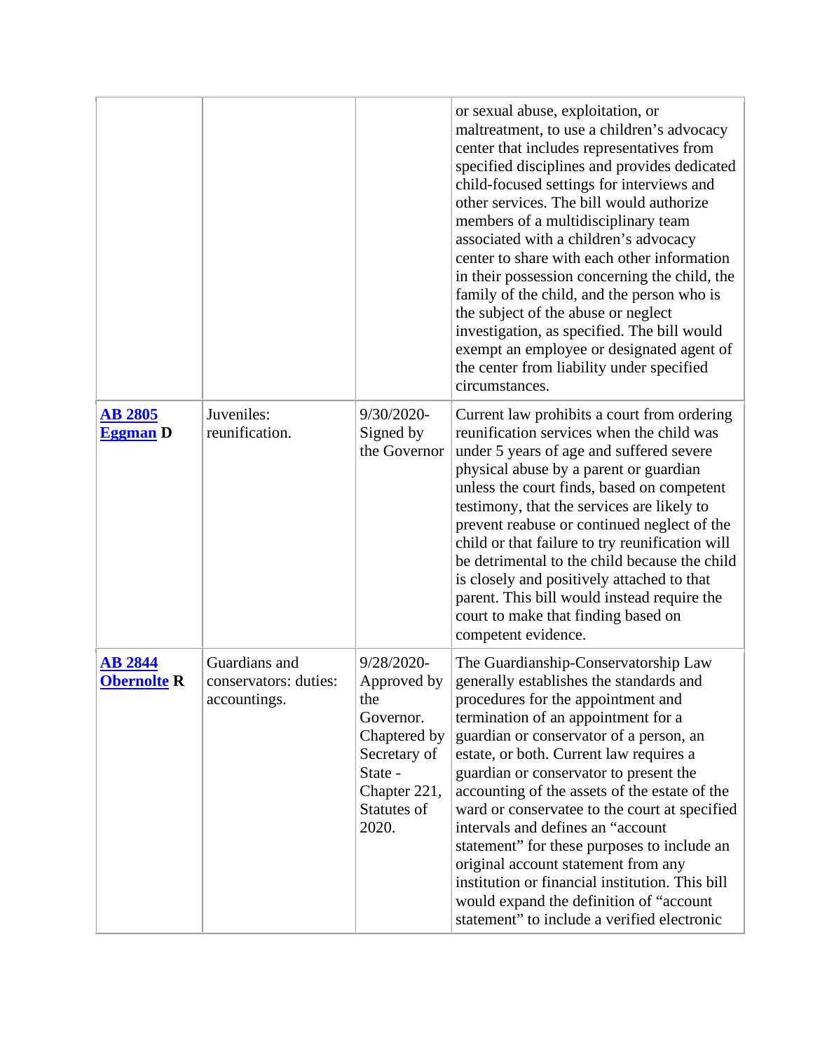|  |  |  |  |
|---|---|---|---|
|  |  |  | or sexual abuse, exploitation, or maltreatment, to use a children's advocacy center that includes representatives from specified disciplines and provides dedicated child-focused settings for interviews and other services. The bill would authorize members of a multidisciplinary team associated with a children's advocacy center to share with each other information in their possession concerning the child, the family of the child, and the person who is the subject of the abuse or neglect investigation, as specified. The bill would exempt an employee or designated agent of the center from liability under specified circumstances. |
| **AB 2805** **Eggman D** | Juveniles: reunification. | 9/30/2020- Signed by the Governor | Current law prohibits a court from ordering reunification services when the child was under 5 years of age and suffered severe physical abuse by a parent or guardian unless the court finds, based on competent testimony, that the services are likely to prevent reabuse or continued neglect of the child or that failure to try reunification will be detrimental to the child because the child is closely and positively attached to that parent. This bill would instead require the court to make that finding based on competent evidence. |
| **AB 2844** **Obernolte R** | Guardians and conservators: duties: accountings. | 9/28/2020- Approved by the Governor. Chaptered by Secretary of State - Chapter 221, Statutes of 2020. | The Guardianship-Conservatorship Law generally establishes the standards and procedures for the appointment and termination of an appointment for a guardian or conservator of a person, an estate, or both. Current law requires a guardian or conservator to present the accounting of the assets of the estate of the ward or conservatee to the court at specified intervals and defines an "account statement" for these purposes to include an original account statement from any institution or financial institution. This bill would expand the definition of "account statement" to include a verified electronic |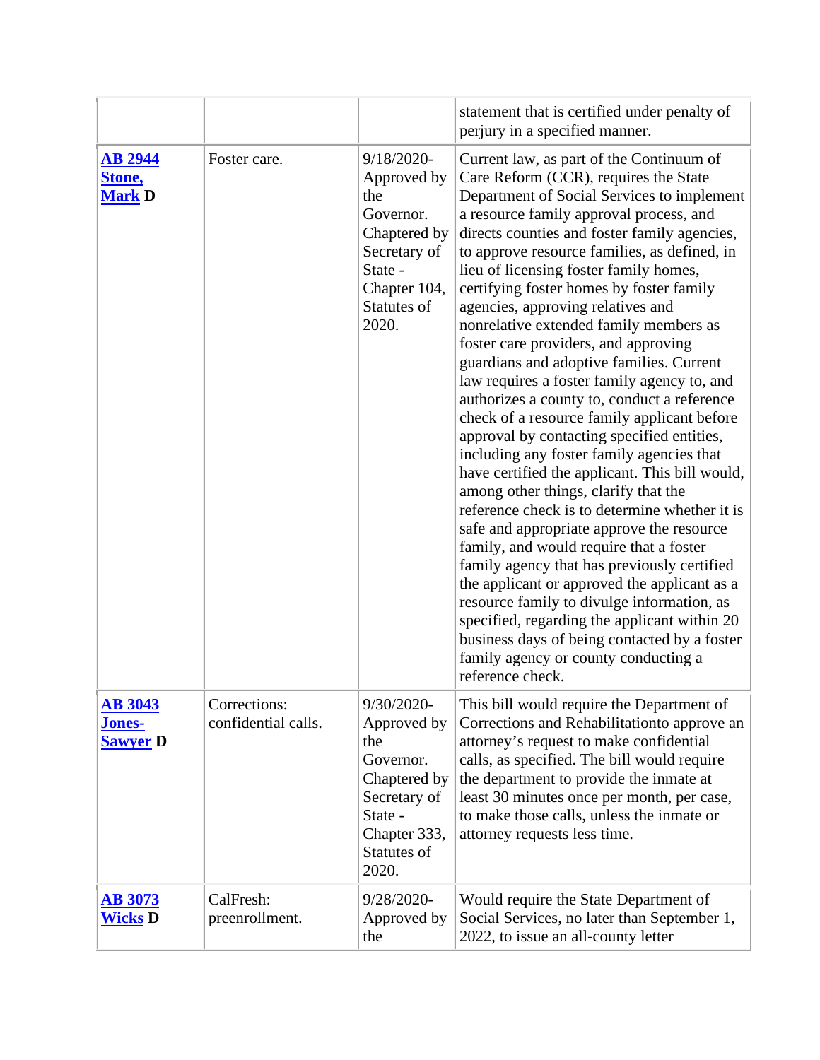| | | | statement that is certified under penalty of perjury in a specified manner. |
|---|---|---|---|
| **AB 2944 Stone, Mark D** | Foster care. | 9/18/2020-Approved by the Governor. Chaptered by Secretary of State - Chapter 104, Statutes of 2020. | Current law, as part of the Continuum of Care Reform (CCR), requires the State Department of Social Services to implement a resource family approval process, and directs counties and foster family agencies, to approve resource families, as defined, in lieu of licensing foster family homes, certifying foster homes by foster family agencies, approving relatives and nonrelative extended family members as foster care providers, and approving guardians and adoptive families. Current law requires a foster family agency to, and authorizes a county to, conduct a reference check of a resource family applicant before approval by contacting specified entities, including any foster family agencies that have certified the applicant. This bill would, among other things, clarify that the reference check is to determine whether it is safe and appropriate approve the resource family, and would require that a foster family agency that has previously certified the applicant or approved the applicant as a resource family to divulge information, as specified, regarding the applicant within 20 business days of being contacted by a foster family agency or county conducting a reference check. |
| **AB 3043 Jones-Sawyer D** | Corrections: confidential calls. | 9/30/2020-Approved by the Governor. Chaptered by Secretary of State - Chapter 333, Statutes of 2020. | This bill would require the Department of Corrections and Rehabilitationto approve an attorney's request to make confidential calls, as specified. The bill would require the department to provide the inmate at least 30 minutes once per month, per case, to make those calls, unless the inmate or attorney requests less time. |
| **AB 3073 Wicks D** | CalFresh: preenrollment. | 9/28/2020-Approved by the | Would require the State Department of Social Services, no later than September 1, 2022, to issue an all-county letter |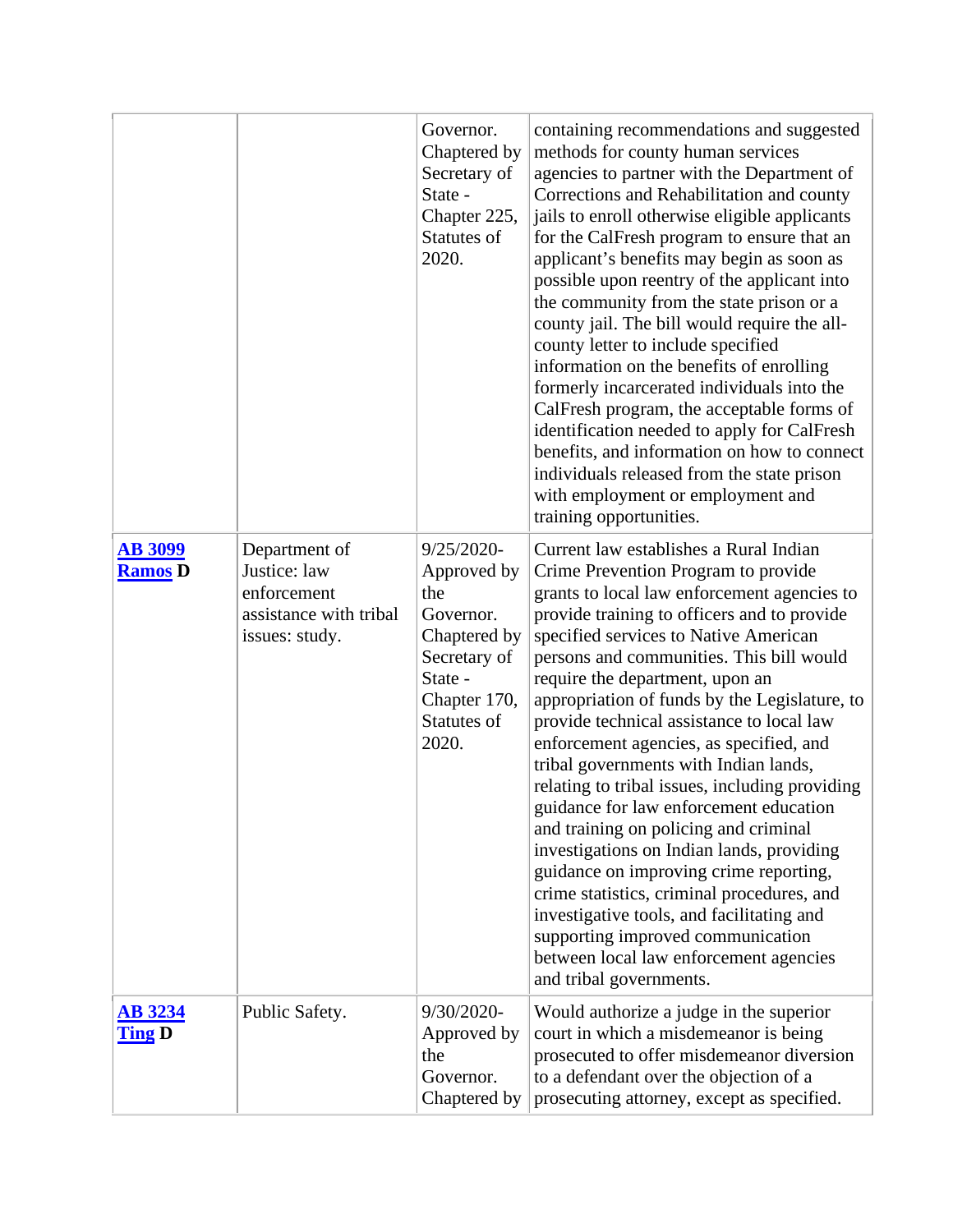| | | | |
|---|---|---|---|
| | | Governor. Chaptered by Secretary of State - Chapter 225, Statutes of 2020. | containing recommendations and suggested methods for county human services agencies to partner with the Department of Corrections and Rehabilitation and county jails to enroll otherwise eligible applicants for the CalFresh program to ensure that an applicant's benefits may begin as soon as possible upon reentry of the applicant into the community from the state prison or a county jail. The bill would require the all-county letter to include specified information on the benefits of enrolling formerly incarcerated individuals into the CalFresh program, the acceptable forms of identification needed to apply for CalFresh benefits, and information on how to connect individuals released from the state prison with employment or employment and training opportunities. |
| **AB 3099** **Ramos D** | Department of Justice: law enforcement assistance with tribal issues: study. | 9/25/2020-Approved by the Governor. Chaptered by Secretary of State - Chapter 170, Statutes of 2020. | Current law establishes a Rural Indian Crime Prevention Program to provide grants to local law enforcement agencies to provide training to officers and to provide specified services to Native American persons and communities. This bill would require the department, upon an appropriation of funds by the Legislature, to provide technical assistance to local law enforcement agencies, as specified, and tribal governments with Indian lands, relating to tribal issues, including providing guidance for law enforcement education and training on policing and criminal investigations on Indian lands, providing guidance on improving crime reporting, crime statistics, criminal procedures, and investigative tools, and facilitating and supporting improved communication between local law enforcement agencies and tribal governments. |
| **AB 3234** **Ting D** | Public Safety. | 9/30/2020-Approved by the Governor. Chaptered by | Would authorize a judge in the superior court in which a misdemeanor is being prosecuted to offer misdemeanor diversion to a defendant over the objection of a prosecuting attorney, except as specified. |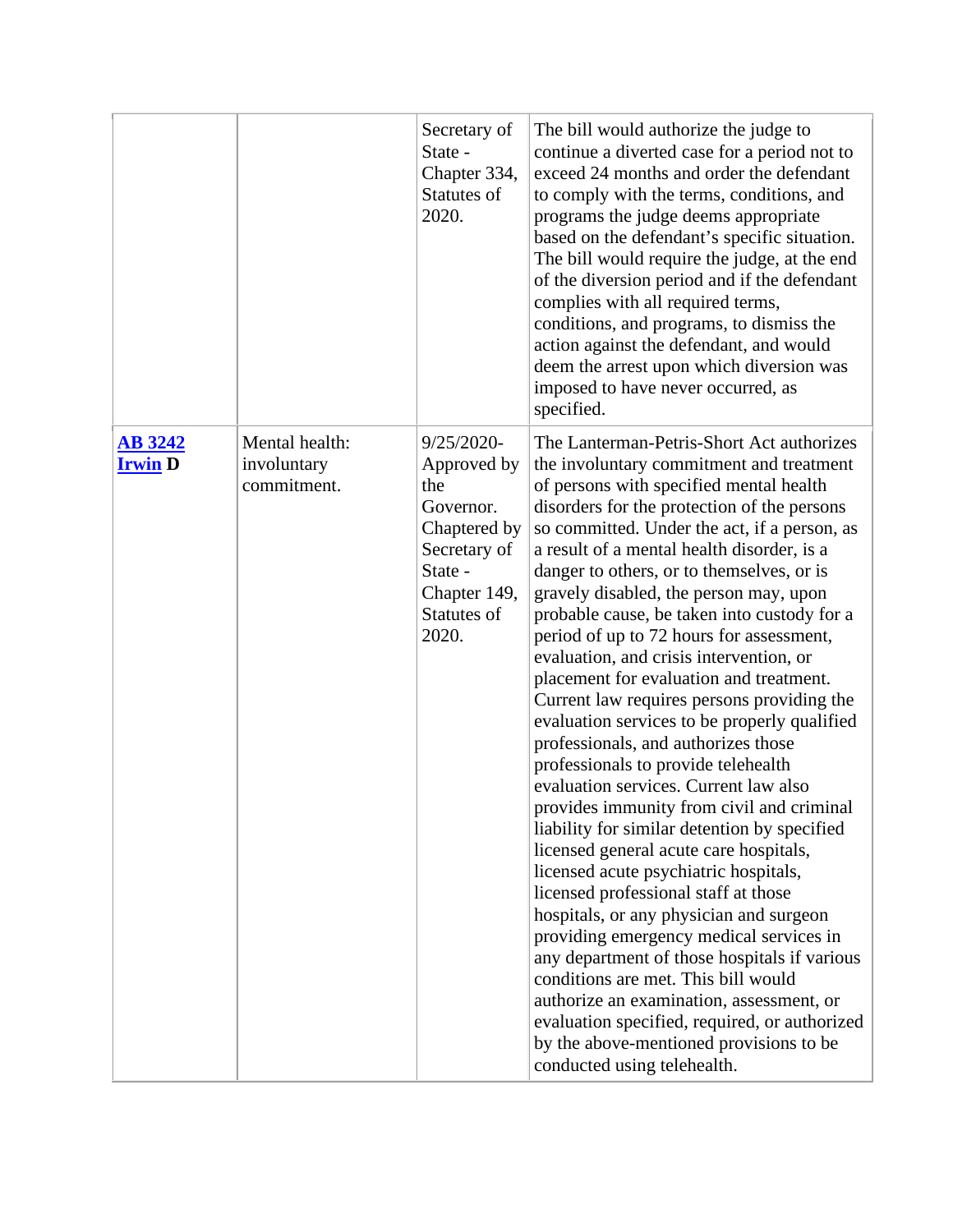| | | | |
|---|---|---|---|
| | | Secretary of State - Chapter 334, Statutes of 2020. | The bill would authorize the judge to continue a diverted case for a period not to exceed 24 months and order the defendant to comply with the terms, conditions, and programs the judge deems appropriate based on the defendant's specific situation. The bill would require the judge, at the end of the diversion period and if the defendant complies with all required terms, conditions, and programs, to dismiss the action against the defendant, and would deem the arrest upon which diversion was imposed to have never occurred, as specified. |
| **AB 3242** **Irwin D** | Mental health: involuntary commitment. | 9/25/2020- Approved by the Governor. Chaptered by Secretary of State - Chapter 149, Statutes of 2020. | The Lanterman-Petris-Short Act authorizes the involuntary commitment and treatment of persons with specified mental health disorders for the protection of the persons so committed. Under the act, if a person, as a result of a mental health disorder, is a danger to others, or to themselves, or is gravely disabled, the person may, upon probable cause, be taken into custody for a period of up to 72 hours for assessment, evaluation, and crisis intervention, or placement for evaluation and treatment. Current law requires persons providing the evaluation services to be properly qualified professionals, and authorizes those professionals to provide telehealth evaluation services. Current law also provides immunity from civil and criminal liability for similar detention by specified licensed general acute care hospitals, licensed acute psychiatric hospitals, licensed professional staff at those hospitals, or any physician and surgeon providing emergency medical services in any department of those hospitals if various conditions are met. This bill would authorize an examination, assessment, or evaluation specified, required, or authorized by the above-mentioned provisions to be conducted using telehealth. |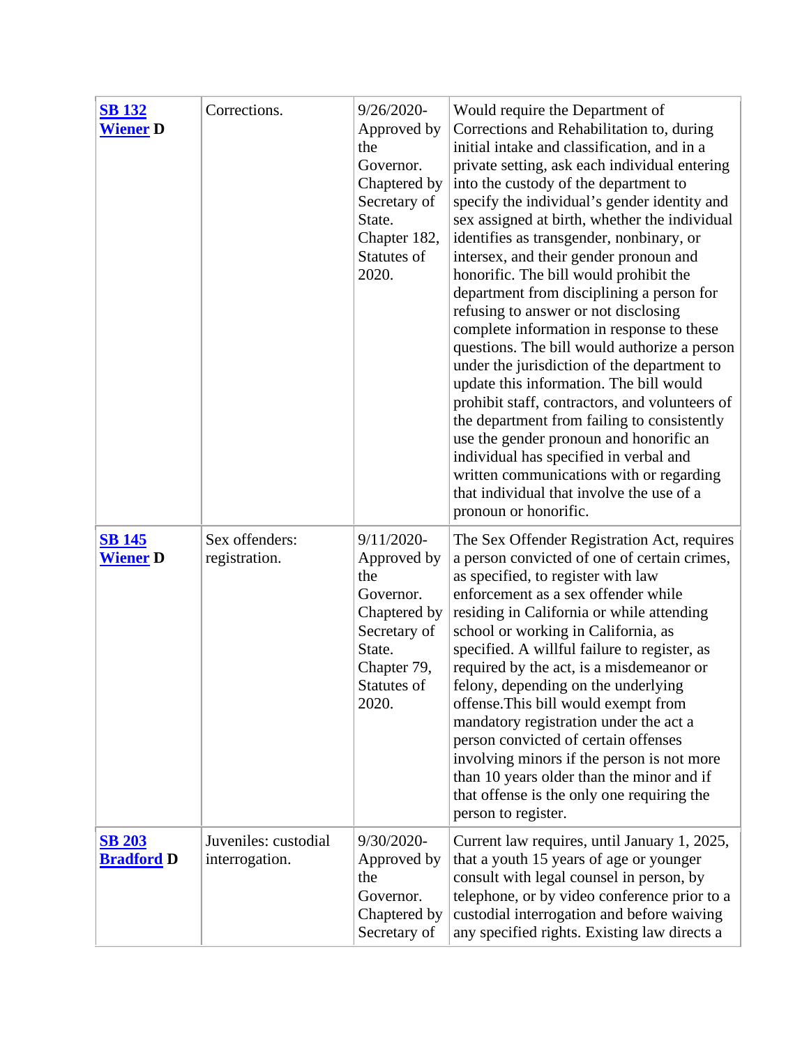| | | | |
|---|---|---|---|
| **SB 132 Wiener D** | Corrections. | 9/26/2020-Approved by the Governor. Chaptered by Secretary of State. Chapter 182, Statutes of 2020. | Would require the Department of Corrections and Rehabilitation to, during initial intake and classification, and in a private setting, ask each individual entering into the custody of the department to specify the individual's gender identity and sex assigned at birth, whether the individual identifies as transgender, nonbinary, or intersex, and their gender pronoun and honorific. The bill would prohibit the department from disciplining a person for refusing to answer or not disclosing complete information in response to these questions. The bill would authorize a person under the jurisdiction of the department to update this information. The bill would prohibit staff, contractors, and volunteers of the department from failing to consistently use the gender pronoun and honorific an individual has specified in verbal and written communications with or regarding that individual that involve the use of a pronoun or honorific. |
| **SB 145 Wiener D** | Sex offenders: registration. | 9/11/2020-Approved by the Governor. Chaptered by Secretary of State. Chapter 79, Statutes of 2020. | The Sex Offender Registration Act, requires a person convicted of one of certain crimes, as specified, to register with law enforcement as a sex offender while residing in California or while attending school or working in California, as specified. A willful failure to register, as required by the act, is a misdemeanor or felony, depending on the underlying offense.This bill would exempt from mandatory registration under the act a person convicted of certain offenses involving minors if the person is not more than 10 years older than the minor and if that offense is the only one requiring the person to register. |
| **SB 203 Bradford D** | Juveniles: custodial interrogation. | 9/30/2020-Approved by the Governor. Chaptered by Secretary of | Current law requires, until January 1, 2025, that a youth 15 years of age or younger consult with legal counsel in person, by telephone, or by video conference prior to a custodial interrogation and before waiving any specified rights. Existing law directs a |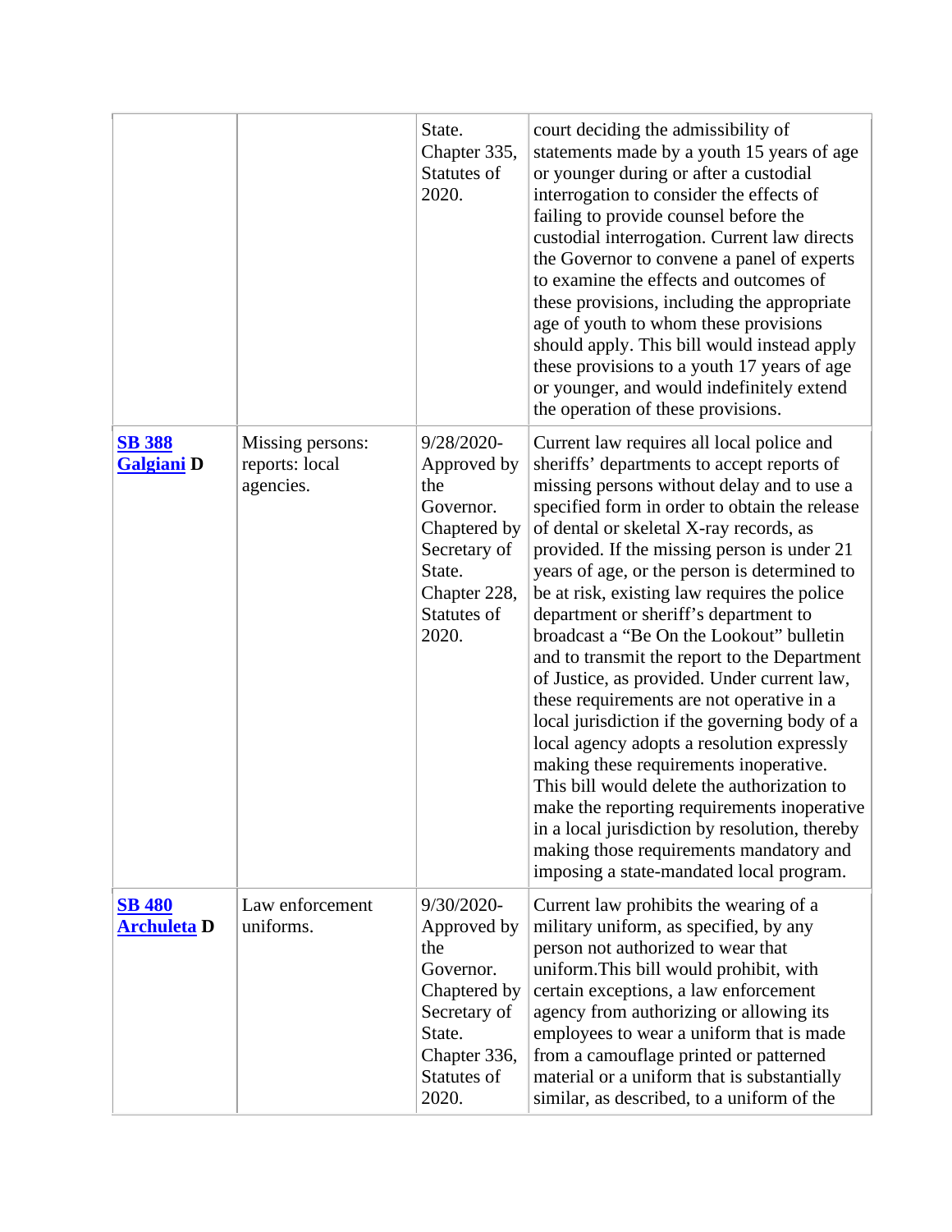| | | | |
|---|---|---|---|
| | | State. Chapter 335, Statutes of 2020. | court deciding the admissibility of statements made by a youth 15 years of age or younger during or after a custodial interrogation to consider the effects of failing to provide counsel before the custodial interrogation. Current law directs the Governor to convene a panel of experts to examine the effects and outcomes of these provisions, including the appropriate age of youth to whom these provisions should apply. This bill would instead apply these provisions to a youth 17 years of age or younger, and would indefinitely extend the operation of these provisions. |
| **SB 388 Galgiani D** | Missing persons: reports: local agencies. | 9/28/2020-Approved by the Governor. Chaptered by Secretary of State. Chapter 228, Statutes of 2020. | Current law requires all local police and sheriffs' departments to accept reports of missing persons without delay and to use a specified form in order to obtain the release of dental or skeletal X-ray records, as provided. If the missing person is under 21 years of age, or the person is determined to be at risk, existing law requires the police department or sheriff's department to broadcast a "Be On the Lookout" bulletin and to transmit the report to the Department of Justice, as provided. Under current law, these requirements are not operative in a local jurisdiction if the governing body of a local agency adopts a resolution expressly making these requirements inoperative. This bill would delete the authorization to make the reporting requirements inoperative in a local jurisdiction by resolution, thereby making those requirements mandatory and imposing a state-mandated local program. |
| **SB 480 Archuleta D** | Law enforcement uniforms. | 9/30/2020-Approved by the Governor. Chaptered by Secretary of State. Chapter 336, Statutes of 2020. | Current law prohibits the wearing of a military uniform, as specified, by any person not authorized to wear that uniform.This bill would prohibit, with certain exceptions, a law enforcement agency from authorizing or allowing its employees to wear a uniform that is made from a camouflage printed or patterned material or a uniform that is substantially similar, as described, to a uniform of the |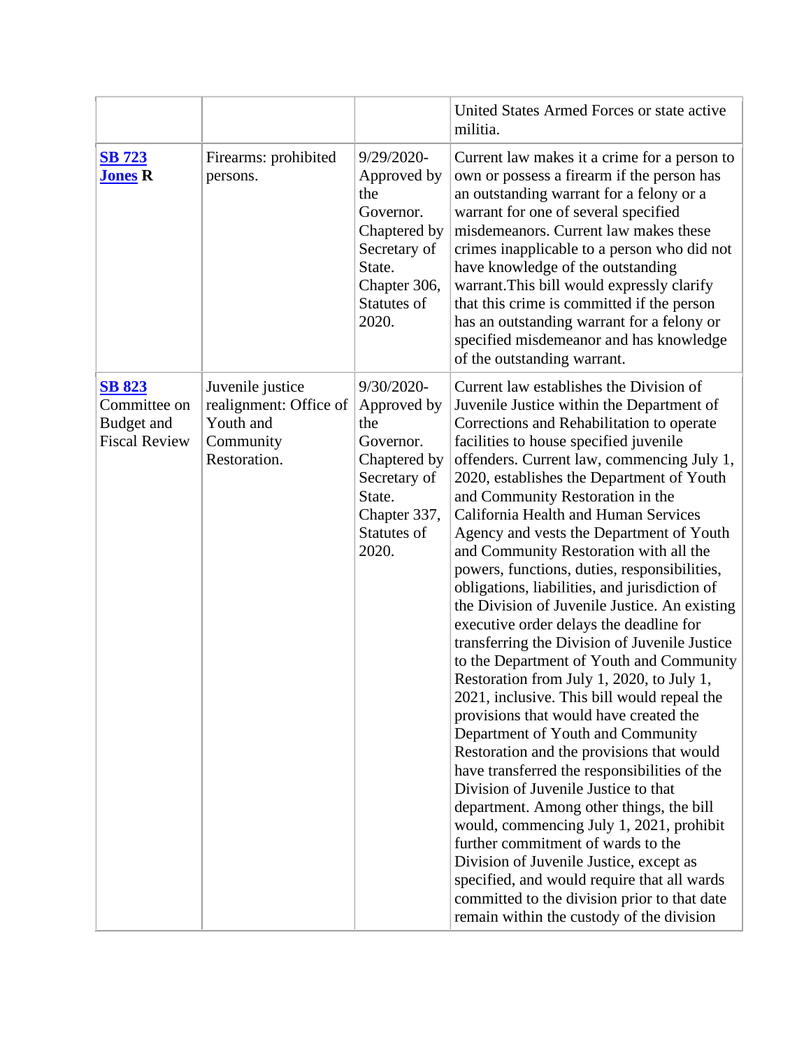| | | | |
|---|---|---|---|
| | | | United States Armed Forces or state active militia. |
| **SB 723** **Jones R** | Firearms: prohibited persons. | 9/29/2020-Approved by the Governor. Chaptered by Secretary of State. Chapter 306, Statutes of 2020. | Current law makes it a crime for a person to own or possess a firearm if the person has an outstanding warrant for a felony or a warrant for one of several specified misdemeanors. Current law makes these crimes inapplicable to a person who did not have knowledge of the outstanding warrant.This bill would expressly clarify that this crime is committed if the person has an outstanding warrant for a felony or specified misdemeanor and has knowledge of the outstanding warrant. |
| **SB 823** Committee on Budget and Fiscal Review | Juvenile justice realignment: Office of Youth and Community Restoration. | 9/30/2020-Approved by the Governor. Chaptered by Secretary of State. Chapter 337, Statutes of 2020. | Current law establishes the Division of Juvenile Justice within the Department of Corrections and Rehabilitation to operate facilities to house specified juvenile offenders. Current law, commencing July 1, 2020, establishes the Department of Youth and Community Restoration in the California Health and Human Services Agency and vests the Department of Youth and Community Restoration with all the powers, functions, duties, responsibilities, obligations, liabilities, and jurisdiction of the Division of Juvenile Justice. An existing executive order delays the deadline for transferring the Division of Juvenile Justice to the Department of Youth and Community Restoration from July 1, 2020, to July 1, 2021, inclusive. This bill would repeal the provisions that would have created the Department of Youth and Community Restoration and the provisions that would have transferred the responsibilities of the Division of Juvenile Justice to that department. Among other things, the bill would, commencing July 1, 2021, prohibit further commitment of wards to the Division of Juvenile Justice, except as specified, and would require that all wards committed to the division prior to that date remain within the custody of the division |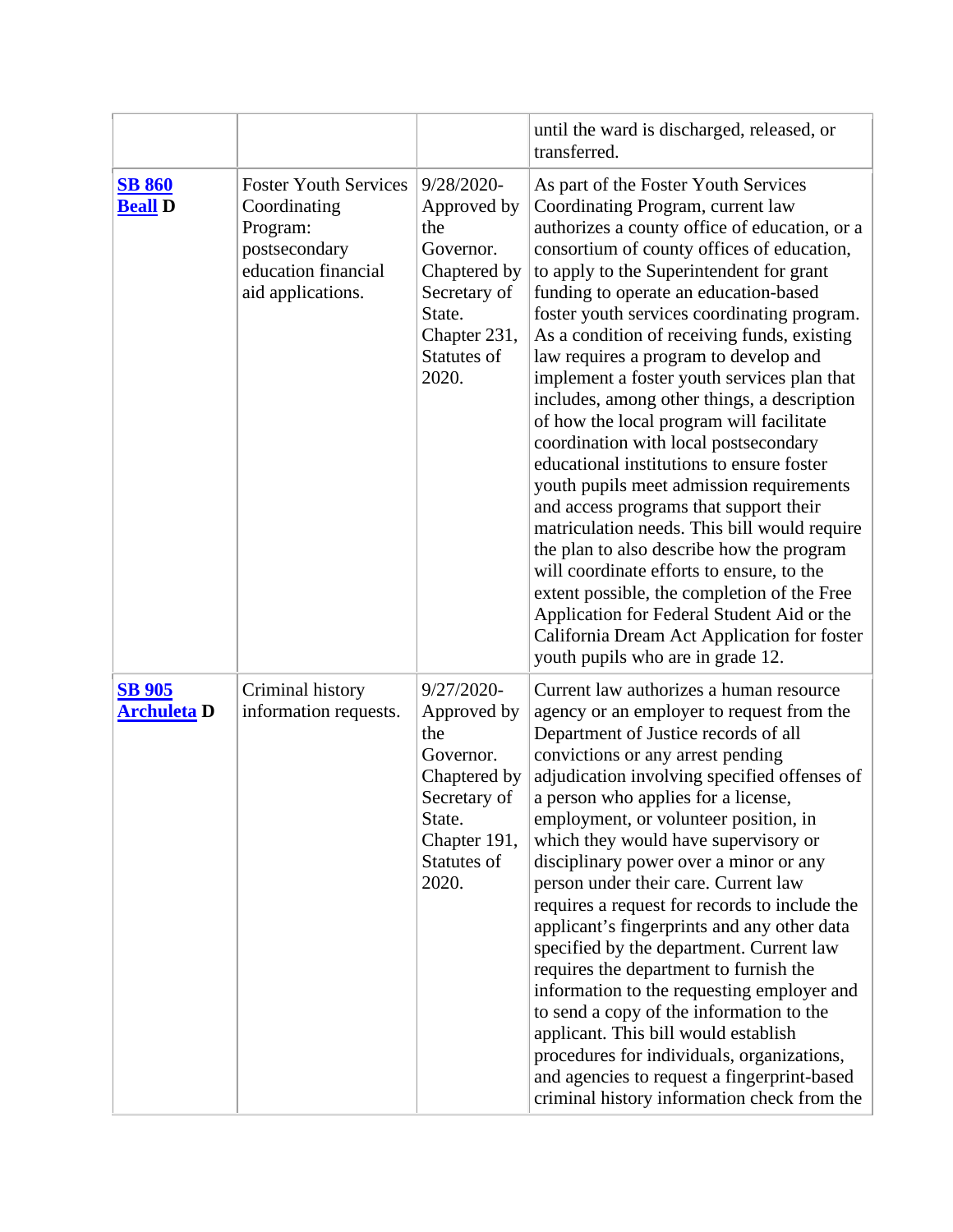| | | | |
|---|---|---|---|
| | | | until the ward is discharged, released, or transferred. |
| **SB 860** **Beall D** | Foster Youth Services Coordinating Program: postsecondary education financial aid applications. | 9/28/2020-Approved by the Governor. Chaptered by Secretary of State. Chapter 231, Statutes of 2020. | As part of the Foster Youth Services Coordinating Program, current law authorizes a county office of education, or a consortium of county offices of education, to apply to the Superintendent for grant funding to operate an education-based foster youth services coordinating program. As a condition of receiving funds, existing law requires a program to develop and implement a foster youth services plan that includes, among other things, a description of how the local program will facilitate coordination with local postsecondary educational institutions to ensure foster youth pupils meet admission requirements and access programs that support their matriculation needs. This bill would require the plan to also describe how the program will coordinate efforts to ensure, to the extent possible, the completion of the Free Application for Federal Student Aid or the California Dream Act Application for foster youth pupils who are in grade 12. |
| **SB 905** **Archuleta D** | Criminal history information requests. | 9/27/2020-Approved by the Governor. Chaptered by Secretary of State. Chapter 191, Statutes of 2020. | Current law authorizes a human resource agency or an employer to request from the Department of Justice records of all convictions or any arrest pending adjudication involving specified offenses of a person who applies for a license, employment, or volunteer position, in which they would have supervisory or disciplinary power over a minor or any person under their care. Current law requires a request for records to include the applicant's fingerprints and any other data specified by the department. Current law requires the department to furnish the information to the requesting employer and to send a copy of the information to the applicant. This bill would establish procedures for individuals, organizations, and agencies to request a fingerprint-based criminal history information check from the |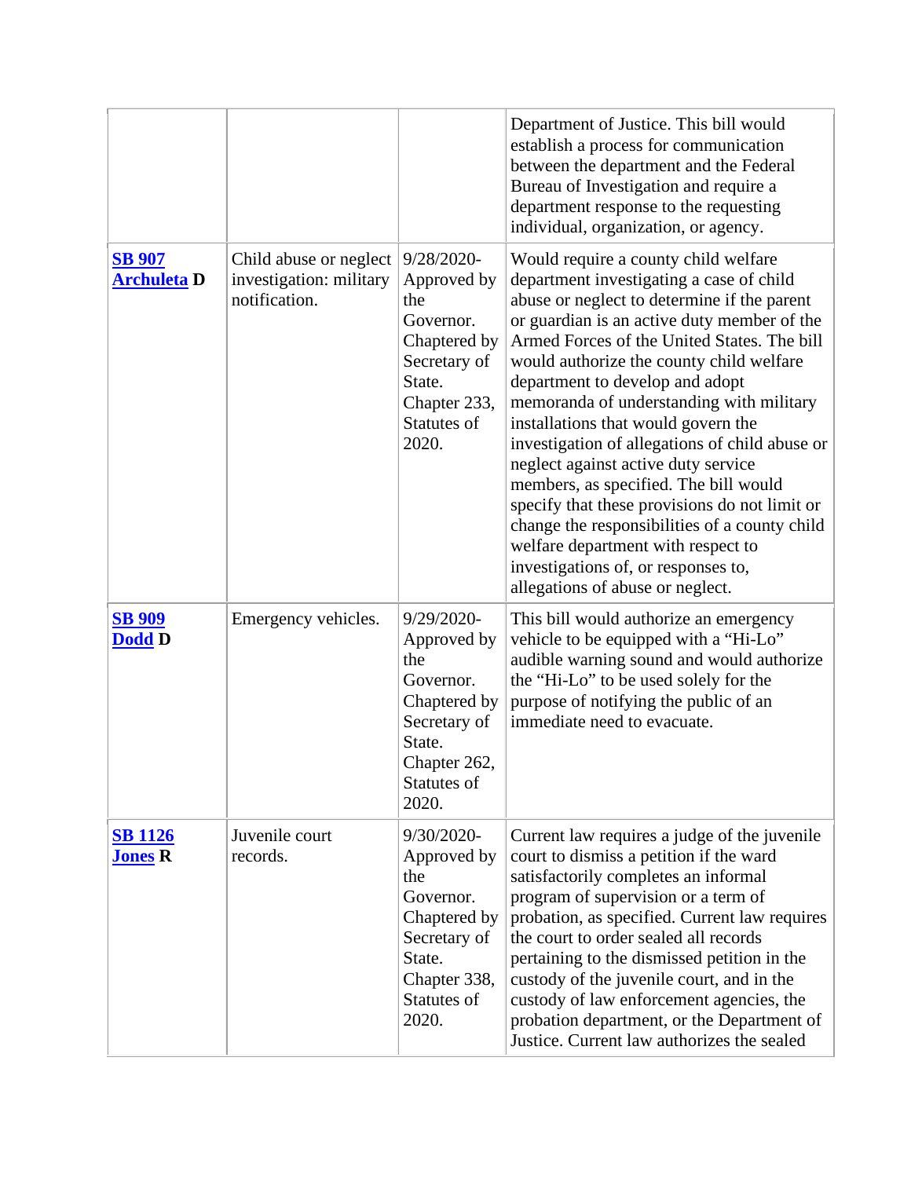|  |  |  | Department of Justice. This bill would establish a process for communication between the department and the Federal Bureau of Investigation and require a department response to the requesting individual, organization, or agency. |
|---|---|---|---|
| **SB 907** **Archuleta D** | Child abuse or neglect investigation: military notification. | 9/28/2020-Approved by the Governor. Chaptered by Secretary of State. Chapter 233, Statutes of 2020. | Would require a county child welfare department investigating a case of child abuse or neglect to determine if the parent or guardian is an active duty member of the Armed Forces of the United States. The bill would authorize the county child welfare department to develop and adopt memoranda of understanding with military installations that would govern the investigation of allegations of child abuse or neglect against active duty service members, as specified. The bill would specify that these provisions do not limit or change the responsibilities of a county child welfare department with respect to investigations of, or responses to, allegations of abuse or neglect. |
| **SB 909** **Dodd D** | Emergency vehicles. | 9/29/2020-Approved by the Governor. Chaptered by Secretary of State. Chapter 262, Statutes of 2020. | This bill would authorize an emergency vehicle to be equipped with a “Hi-Lo” audible warning sound and would authorize the “Hi-Lo” to be used solely for the purpose of notifying the public of an immediate need to evacuate. |
| **SB 1126** **Jones R** | Juvenile court records. | 9/30/2020-Approved by the Governor. Chaptered by Secretary of State. Chapter 338, Statutes of 2020. | Current law requires a judge of the juvenile court to dismiss a petition if the ward satisfactorily completes an informal program of supervision or a term of probation, as specified. Current law requires the court to order sealed all records pertaining to the dismissed petition in the custody of the juvenile court, and in the custody of law enforcement agencies, the probation department, or the Department of Justice. Current law authorizes the sealed |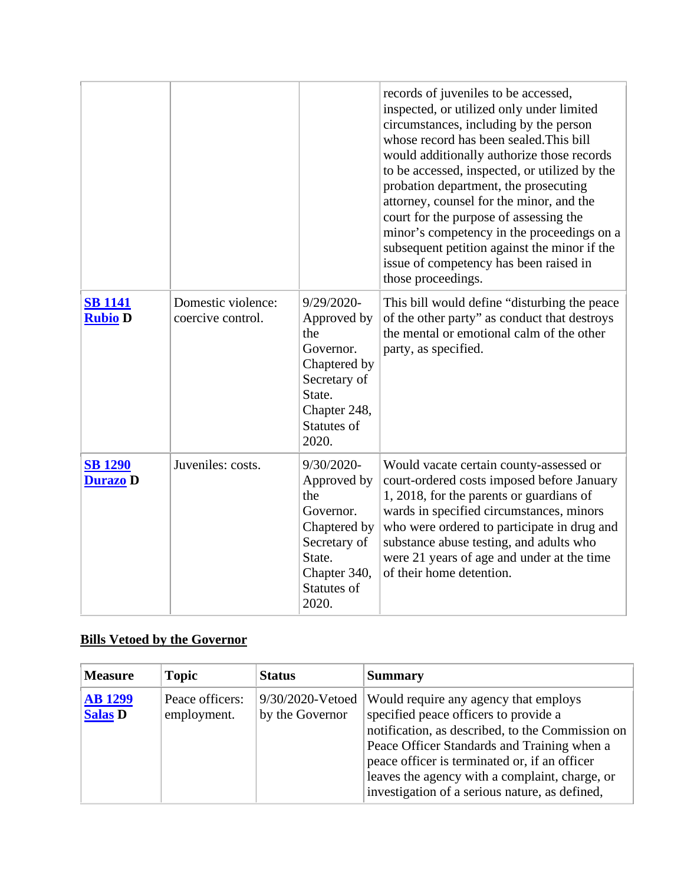| | | | |
|---|---|---|---|
| | | | records of juveniles to be accessed, inspected, or utilized only under limited circumstances, including by the person whose record has been sealed.This bill would additionally authorize those records to be accessed, inspected, or utilized by the probation department, the prosecuting attorney, counsel for the minor, and the court for the purpose of assessing the minor's competency in the proceedings on a subsequent petition against the minor if the issue of competency has been raised in those proceedings. |
| **SB 1141 Rubio D** | Domestic violence: coercive control. | 9/29/2020-Approved by the Governor. Chaptered by Secretary of State. Chapter 248, Statutes of 2020. | This bill would define "disturbing the peace of the other party" as conduct that destroys the mental or emotional calm of the other party, as specified. |
| **SB 1290 Durazo D** | Juveniles: costs. | 9/30/2020-Approved by the Governor. Chaptered by Secretary of State. Chapter 340, Statutes of 2020. | Would vacate certain county-assessed or court-ordered costs imposed before January 1, 2018, for the parents or guardians of wards in specified circumstances, minors who were ordered to participate in drug and substance abuse testing, and adults who were 21 years of age and under at the time of their home detention. |

**Bills Vetoed by the Governor**

| Measure | Topic | Status | Summary |
|---|---|---|---|
| **AB 1299 Salas D** | Peace officers: employment. | 9/30/2020-Vetoed by the Governor | Would require any agency that employs specified peace officers to provide a notification, as described, to the Commission on Peace Officer Standards and Training when a peace officer is terminated or, if an officer leaves the agency with a complaint, charge, or investigation of a serious nature, as defined, |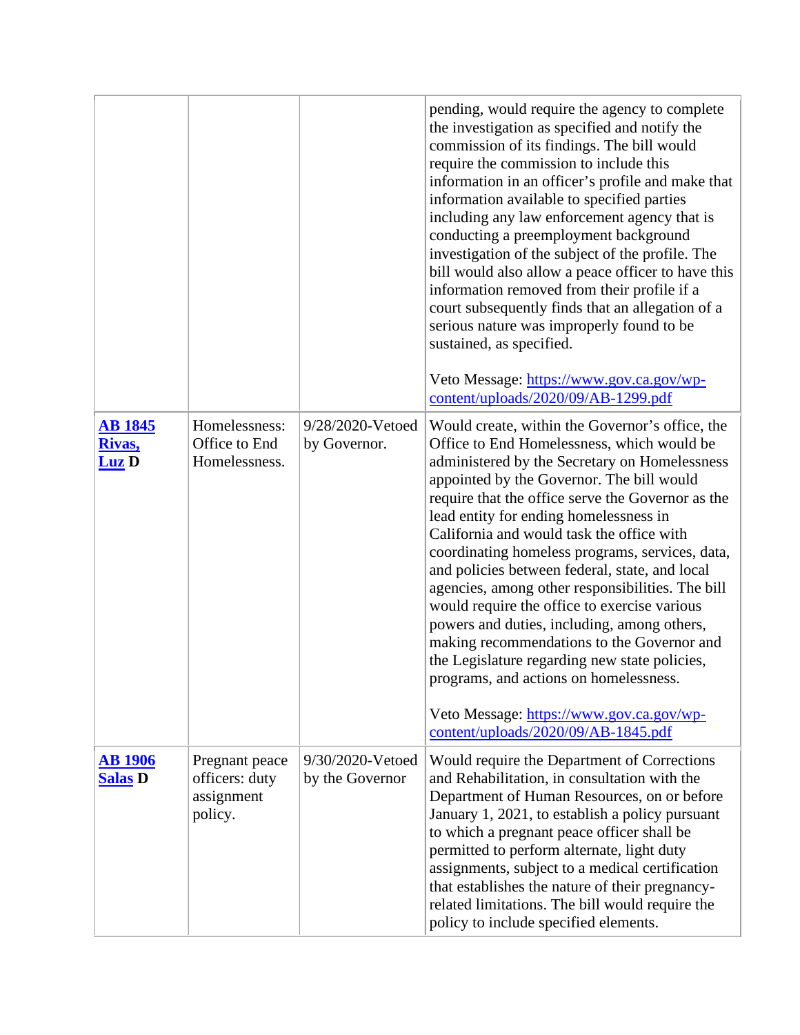| | | | |
|---|---|---|---|
| | | | pending, would require the agency to complete the investigation as specified and notify the commission of its findings. The bill would require the commission to include this information in an officer's profile and make that information available to specified parties including any law enforcement agency that is conducting a preemployment background investigation of the subject of the profile. The bill would also allow a peace officer to have this information removed from their profile if a court subsequently finds that an allegation of a serious nature was improperly found to be sustained, as specified.<br><br>Veto Message: https://www.gov.ca.gov/wp-content/uploads/2020/09/AB-1299.pdf |
| **AB 1845 Rivas, Luz D** | Homelessness: Office to End Homelessness. | 9/28/2020-Vetoed by Governor. | Would create, within the Governor's office, the Office to End Homelessness, which would be administered by the Secretary on Homelessness appointed by the Governor. The bill would require that the office serve the Governor as the lead entity for ending homelessness in California and would task the office with coordinating homeless programs, services, data, and policies between federal, state, and local agencies, among other responsibilities. The bill would require the office to exercise various powers and duties, including, among others, making recommendations to the Governor and the Legislature regarding new state policies, programs, and actions on homelessness.<br><br>Veto Message: https://www.gov.ca.gov/wp-content/uploads/2020/09/AB-1845.pdf |
| **AB 1906 Salas D** | Pregnant peace officers: duty assignment policy. | 9/30/2020-Vetoed by the Governor | Would require the Department of Corrections and Rehabilitation, in consultation with the Department of Human Resources, on or before January 1, 2021, to establish a policy pursuant to which a pregnant peace officer shall be permitted to perform alternate, light duty assignments, subject to a medical certification that establishes the nature of their pregnancy-related limitations. The bill would require the policy to include specified elements. |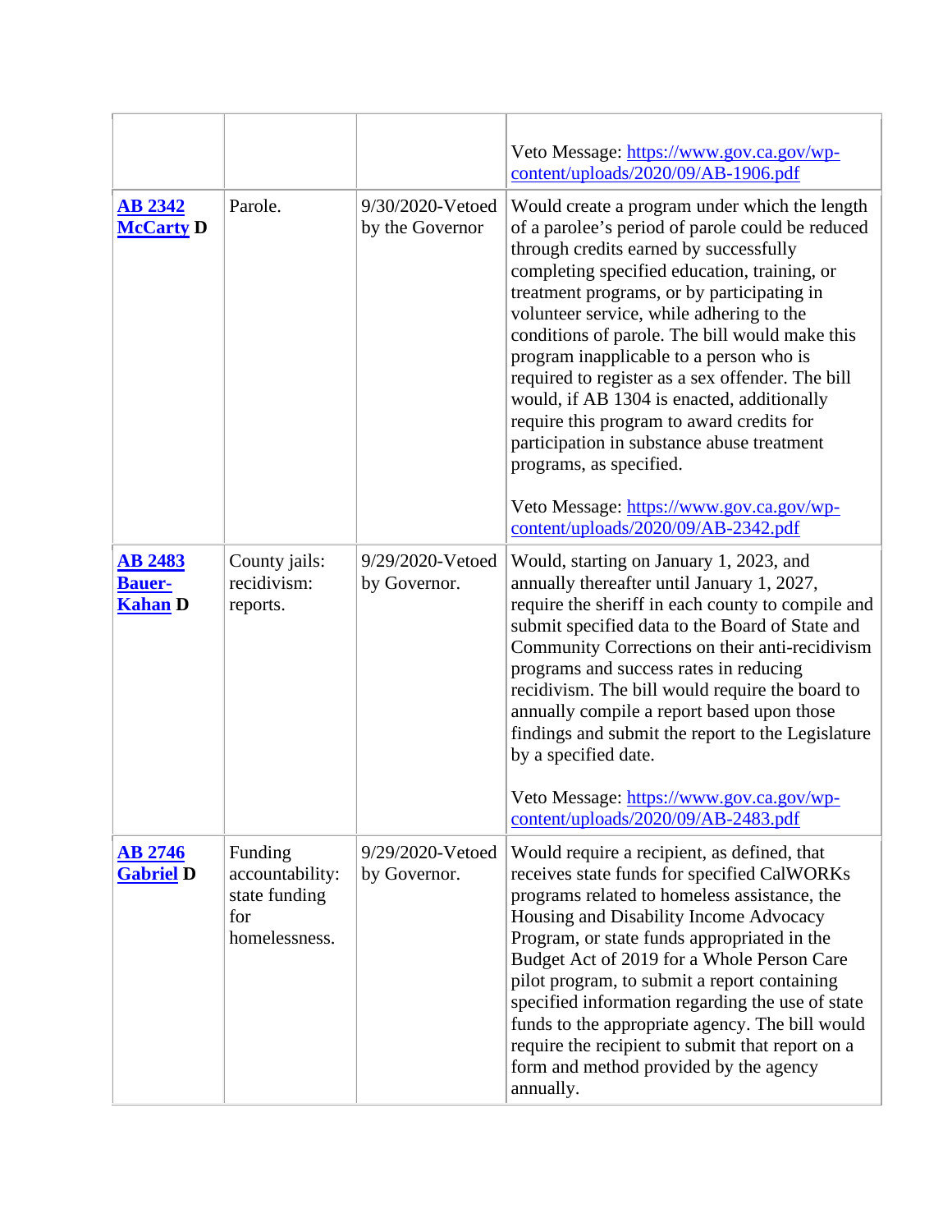| | | | |
|---|---|---|---|
| | | | Veto Message: [https://www.gov.ca.gov/wp-content/uploads/2020/09/AB-1906.pdf](https://www.gov.ca.gov/wp-content/uploads/2020/09/AB-1906.pdf) |
| **AB 2342** **McCarty D** | Parole. | 9/30/2020-Vetoed by the Governor | Would create a program under which the length of a parolee's period of parole could be reduced through credits earned by successfully completing specified education, training, or treatment programs, or by participating in volunteer service, while adhering to the conditions of parole. The bill would make this program inapplicable to a person who is required to register as a sex offender. The bill would, if AB 1304 is enacted, additionally require this program to award credits for participation in substance abuse treatment programs, as specified.<br><br>Veto Message: [https://www.gov.ca.gov/wp-content/uploads/2020/09/AB-2342.pdf](https://www.gov.ca.gov/wp-content/uploads/2020/09/AB-2342.pdf) |
| **AB 2483** **Bauer-Kahan D** | County jails: recidivism: reports. | 9/29/2020-Vetoed by Governor. | Would, starting on January 1, 2023, and annually thereafter until January 1, 2027, require the sheriff in each county to compile and submit specified data to the Board of State and Community Corrections on their anti-recidivism programs and success rates in reducing recidivism. The bill would require the board to annually compile a report based upon those findings and submit the report to the Legislature by a specified date.<br><br>Veto Message: [https://www.gov.ca.gov/wp-content/uploads/2020/09/AB-2483.pdf](https://www.gov.ca.gov/wp-content/uploads/2020/09/AB-2483.pdf) |
| **AB 2746** **Gabriel D** | Funding accountability: state funding for homelessness. | 9/29/2020-Vetoed by Governor. | Would require a recipient, as defined, that receives state funds for specified CalWORKs programs related to homeless assistance, the Housing and Disability Income Advocacy Program, or state funds appropriated in the Budget Act of 2019 for a Whole Person Care pilot program, to submit a report containing specified information regarding the use of state funds to the appropriate agency. The bill would require the recipient to submit that report on a form and method provided by the agency annually. |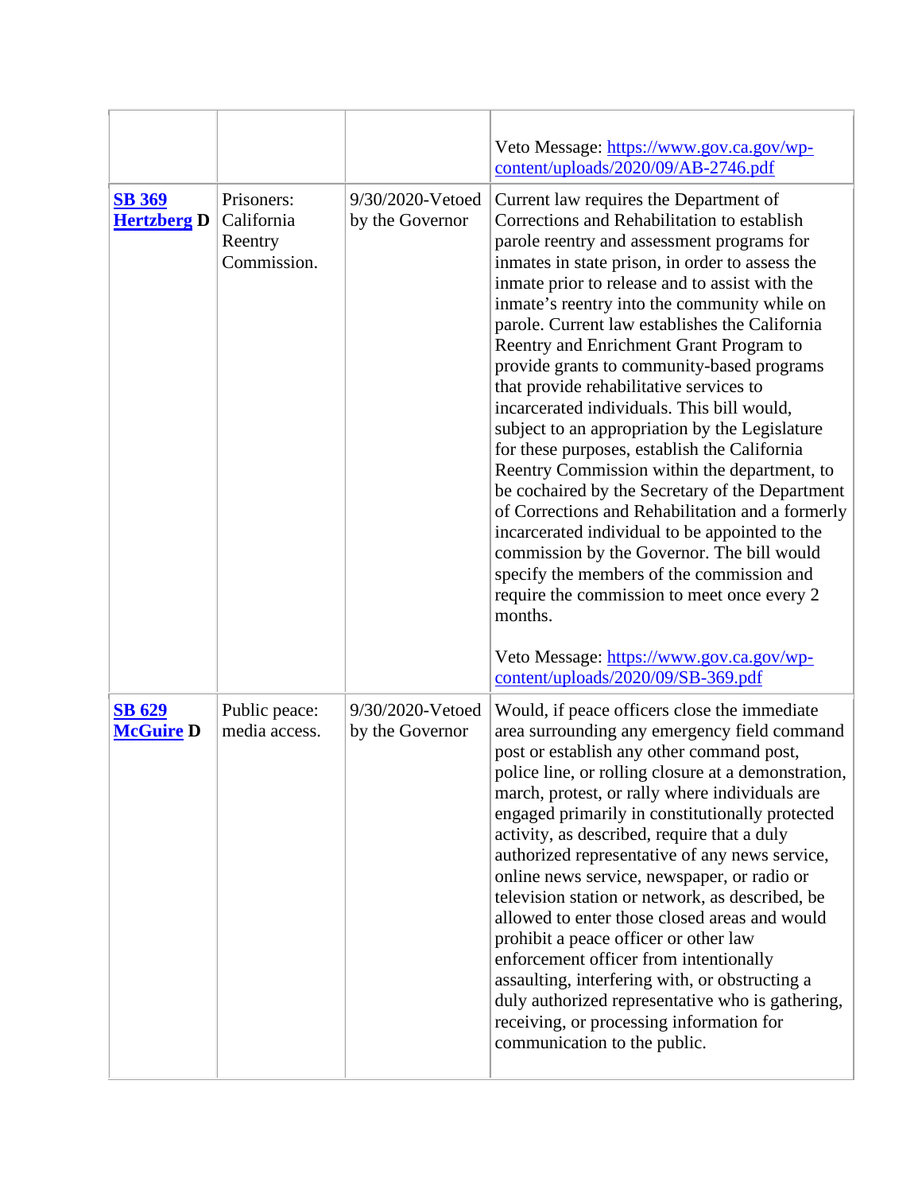| | | | |
|---|---|---|---|
| | | | Veto Message: https://www.gov.ca.gov/wp-content/uploads/2020/09/AB-2746.pdf |
| **SB 369 Hertzberg D** | Prisoners: California Reentry Commission. | 9/30/2020-Vetoed by the Governor | Current law requires the Department of Corrections and Rehabilitation to establish parole reentry and assessment programs for inmates in state prison, in order to assess the inmate prior to release and to assist with the inmate's reentry into the community while on parole. Current law establishes the California Reentry and Enrichment Grant Program to provide grants to community-based programs that provide rehabilitative services to incarcerated individuals. This bill would, subject to an appropriation by the Legislature for these purposes, establish the California Reentry Commission within the department, to be cochaired by the Secretary of the Department of Corrections and Rehabilitation and a formerly incarcerated individual to be appointed to the commission by the Governor. The bill would specify the members of the commission and require the commission to meet once every 2 months.<br><br>Veto Message: https://www.gov.ca.gov/wp-content/uploads/2020/09/SB-369.pdf |
| **SB 629 McGuire D** | Public peace: media access. | 9/30/2020-Vetoed by the Governor | Would, if peace officers close the immediate area surrounding any emergency field command post or establish any other command post, police line, or rolling closure at a demonstration, march, protest, or rally where individuals are engaged primarily in constitutionally protected activity, as described, require that a duly authorized representative of any news service, online news service, newspaper, or radio or television station or network, as described, be allowed to enter those closed areas and would prohibit a peace officer or other law enforcement officer from intentionally assaulting, interfering with, or obstructing a duly authorized representative who is gathering, receiving, or processing information for communication to the public. |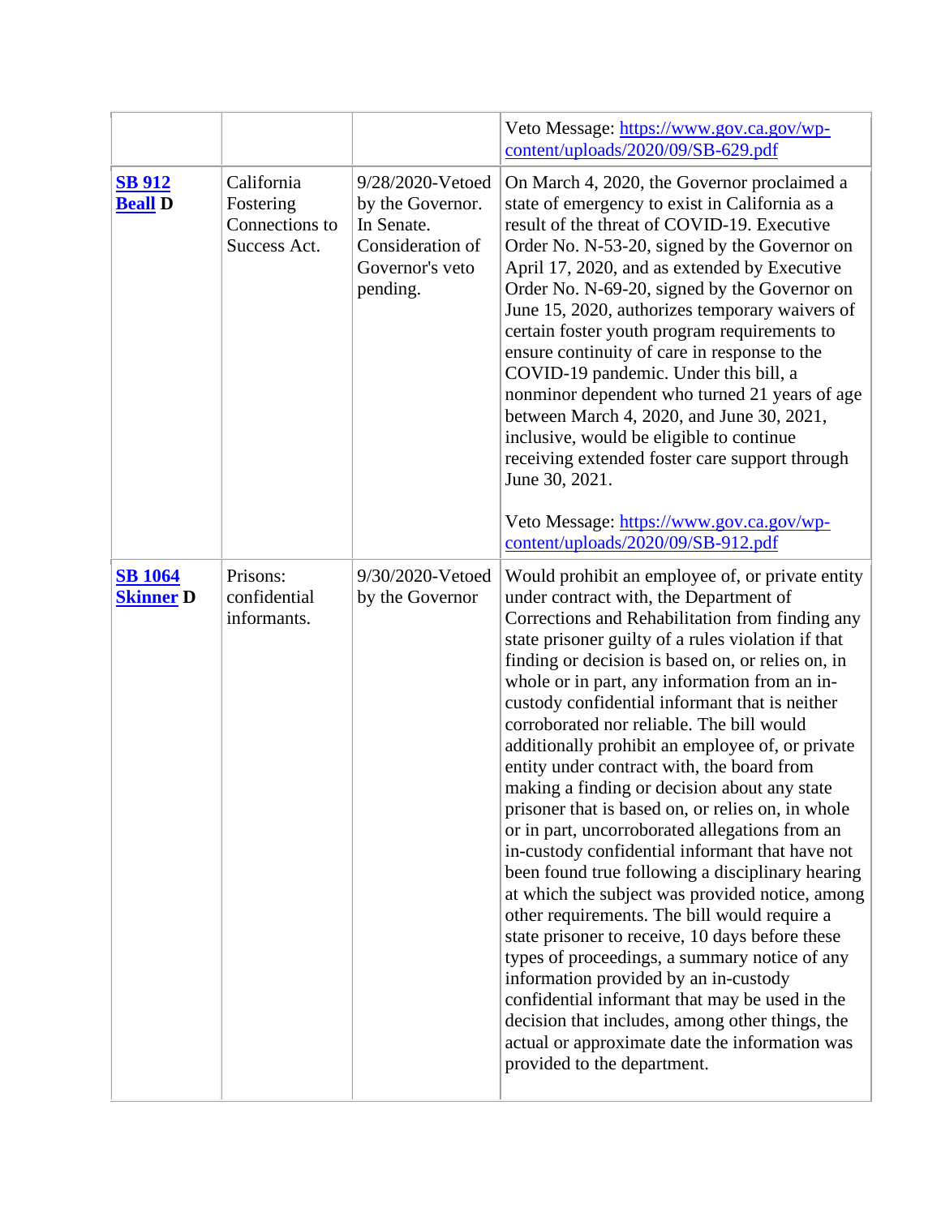| | | | |
|---|---|---|---|
| | | | Veto Message: [https://www.gov.ca.gov/wp-content/uploads/2020/09/SB-629.pdf](https://www.gov.ca.gov/wp-content/uploads/2020/09/SB-629.pdf) |
| **SB 912** **Beall D** | California Fostering Connections to Success Act. | 9/28/2020-Vetoed by the Governor. In Senate. Consideration of Governor's veto pending. | On March 4, 2020, the Governor proclaimed a state of emergency to exist in California as a result of the threat of COVID-19. Executive Order No. N-53-20, signed by the Governor on April 17, 2020, and as extended by Executive Order No. N-69-20, signed by the Governor on June 15, 2020, authorizes temporary waivers of certain foster youth program requirements to ensure continuity of care in response to the COVID-19 pandemic. Under this bill, a nonminor dependent who turned 21 years of age between March 4, 2020, and June 30, 2021, inclusive, would be eligible to continue receiving extended foster care support through June 30, 2021.<br><br>Veto Message: [https://www.gov.ca.gov/wp-content/uploads/2020/09/SB-912.pdf](https://www.gov.ca.gov/wp-content/uploads/2020/09/SB-912.pdf) |
| **SB 1064** **Skinner D** | Prisons: confidential informants. | 9/30/2020-Vetoed by the Governor | Would prohibit an employee of, or private entity under contract with, the Department of Corrections and Rehabilitation from finding any state prisoner guilty of a rules violation if that finding or decision is based on, or relies on, in whole or in part, any information from an in-custody confidential informant that is neither corroborated nor reliable. The bill would additionally prohibit an employee of, or private entity under contract with, the board from making a finding or decision about any state prisoner that is based on, or relies on, in whole or in part, uncorroborated allegations from an in-custody confidential informant that have not been found true following a disciplinary hearing at which the subject was provided notice, among other requirements. The bill would require a state prisoner to receive, 10 days before these types of proceedings, a summary notice of any information provided by an in-custody confidential informant that may be used in the decision that includes, among other things, the actual or approximate date the information was provided to the department. |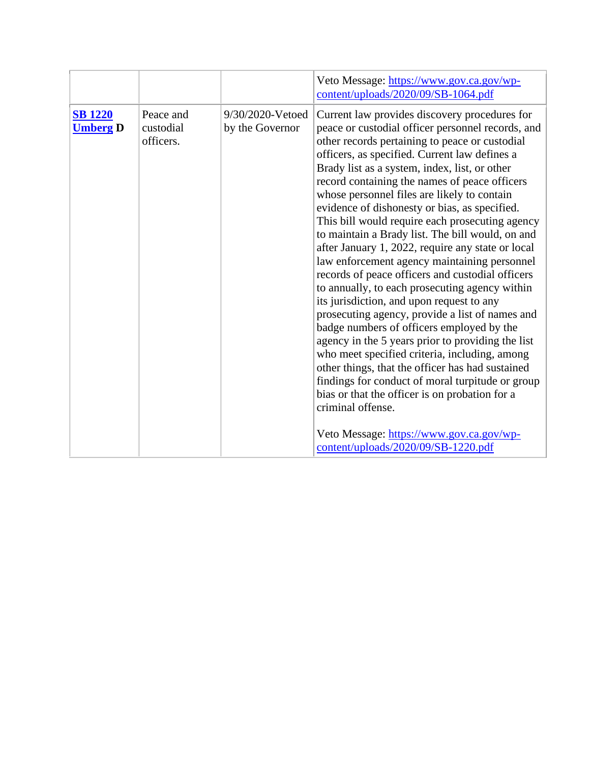| | | | |
|---|---|---|---|
| | | | Veto Message: https://www.gov.ca.gov/wp-content/uploads/2020/09/SB-1064.pdf |
| **SB 1220 Umberg D** | Peace and custodial officers. | 9/30/2020-Vetoed by the Governor | Current law provides discovery procedures for peace or custodial officer personnel records, and other records pertaining to peace or custodial officers, as specified. Current law defines a Brady list as a system, index, list, or other record containing the names of peace officers whose personnel files are likely to contain evidence of dishonesty or bias, as specified. This bill would require each prosecuting agency to maintain a Brady list. The bill would, on and after January 1, 2022, require any state or local law enforcement agency maintaining personnel records of peace officers and custodial officers to annually, to each prosecuting agency within its jurisdiction, and upon request to any prosecuting agency, provide a list of names and badge numbers of officers employed by the agency in the 5 years prior to providing the list who meet specified criteria, including, among other things, that the officer has had sustained findings for conduct of moral turpitude or group bias or that the officer is on probation for a criminal offense.<br><br>Veto Message: https://www.gov.ca.gov/wp-content/uploads/2020/09/SB-1220.pdf |